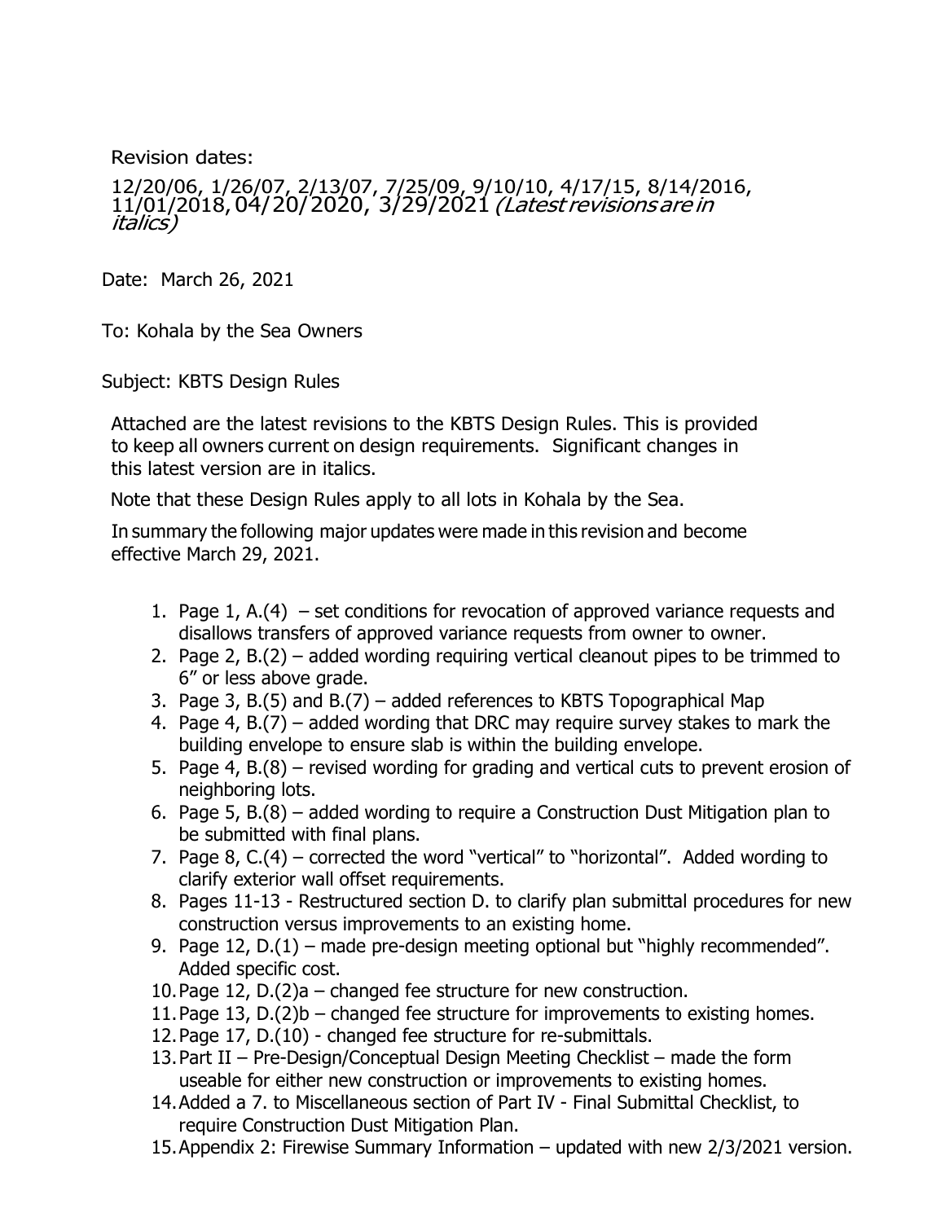Revision dates:

12/20/06, 1/26/07, 2/13/07, 7/25/09, 9/10/10, 4/17/15, 8/14/2016, 11/01/2018, 04/20/2020, 3/29/2021 *(Latest revisions are in italics)*

Date: March 26, 2021

To: Kohala by the Sea Owners

Subject: KBTS Design Rules

Attached are the latest revisions to the KBTS Design Rules. This is provided to keep all owners current on design requirements. Significant changes in this latest version are in italics.

Note that these Design Rules apply to all lots in Kohala by the Sea.

In summary the following major updates were made in this revision and become effective March 29, 2021.

1. Page 1, A.(4) – set conditions for revocation of approved variance requests and disallows transfers of approved variance requests from owner to owner.
2. Page 2, B.(2) – added wording requiring vertical cleanout pipes to be trimmed to 6" or less above grade.
3. Page 3, B.(5) and B.(7) – added references to KBTS Topographical Map
4. Page 4, B.(7) – added wording that DRC may require survey stakes to mark the building envelope to ensure slab is within the building envelope.
5. Page 4, B.(8) – revised wording for grading and vertical cuts to prevent erosion of neighboring lots.
6. Page 5, B.(8) – added wording to require a Construction Dust Mitigation plan to be submitted with final plans.
7. Page 8, C.(4) – corrected the word "vertical" to "horizontal". Added wording to clarify exterior wall offset requirements.
8. Pages 11-13 - Restructured section D. to clarify plan submittal procedures for new construction versus improvements to an existing home.
9. Page 12, D.(1) – made pre-design meeting optional but "highly recommended". Added specific cost.
10. Page 12, D.(2)a – changed fee structure for new construction.
11. Page 13, D.(2)b – changed fee structure for improvements to existing homes.
12. Page 17, D.(10) - changed fee structure for re-submittals.
13. Part II – Pre-Design/Conceptual Design Meeting Checklist – made the form useable for either new construction or improvements to existing homes.
14. Added a 7. to Miscellaneous section of Part IV - Final Submittal Checklist, to require Construction Dust Mitigation Plan.
15. Appendix 2: Firewise Summary Information – updated with new 2/3/2021 version.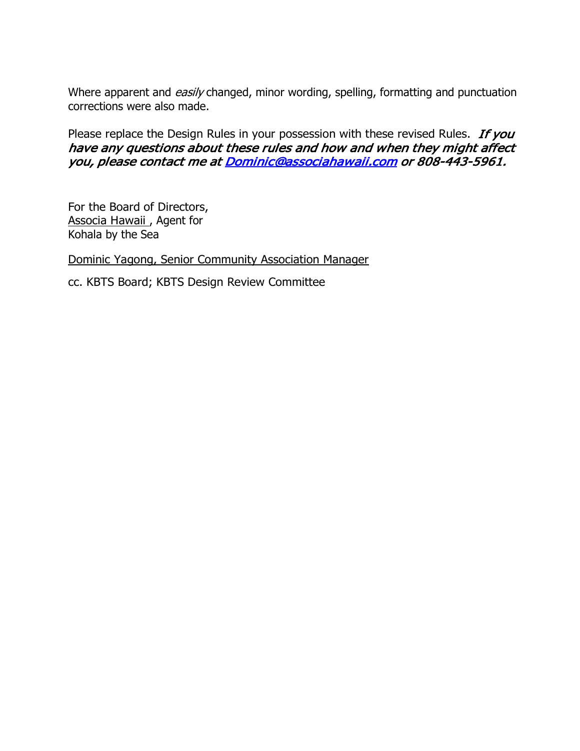Where apparent and *easily* changed, minor wording, spelling, formatting and punctuation corrections were also made.

Please replace the Design Rules in your possession with these revised Rules. ***If you have any questions about these rules and how and when they might affect you, please contact me at [Dominic@associahawaii.com](mailto:Dominic@associahawaii.com) or 808-443-5961.***

For the Board of Directors,
Associa Hawaii , Agent for
Kohala by the Sea

Dominic Yagong, Senior Community Association Manager

cc. KBTS Board; KBTS Design Review Committee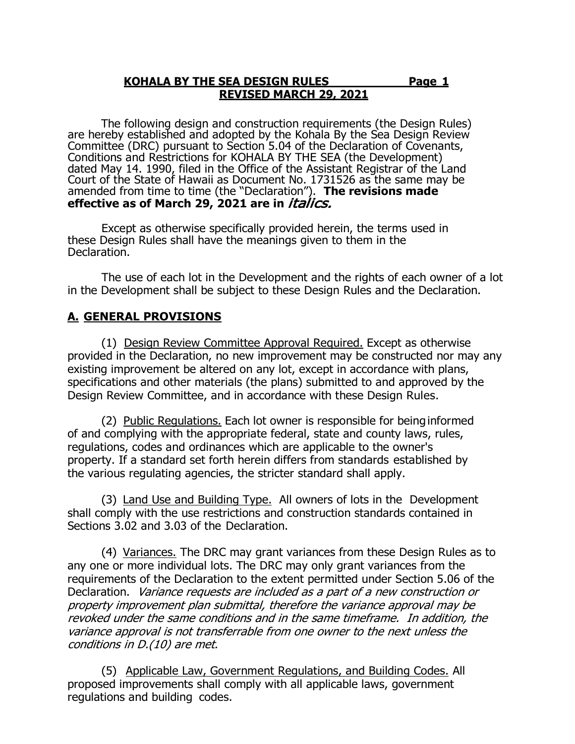# KOHALA BY THE SEA DESIGN RULES
## REVISED MARCH 29, 2021

The following design and construction requirements (the Design Rules) are hereby established and adopted by the Kohala By the Sea Design Review Committee (DRC) pursuant to Section 5.04 of the Declaration of Covenants, Conditions and Restrictions for KOHALA BY THE SEA (the Development) dated May 14. 1990, filed in the Office of the Assistant Registrar of the Land Court of the State of Hawaii as Document No. 1731526 as the same may be amended from time to time (the "Declaration"). **The revisions made effective as of March 29, 2021 are in *italics.***

Except as otherwise specifically provided herein, the terms used in these Design Rules shall have the meanings given to them in the Declaration.

The use of each lot in the Development and the rights of each owner of a lot in the Development shall be subject to these Design Rules and the Declaration.

## A. GENERAL PROVISIONS

(1) Design Review Committee Approval Required. Except as otherwise provided in the Declaration, no new improvement may be constructed nor may any existing improvement be altered on any lot, except in accordance with plans, specifications and other materials (the plans) submitted to and approved by the Design Review Committee, and in accordance with these Design Rules.

(2) Public Regulations. Each lot owner is responsible for being informed of and complying with the appropriate federal, state and county laws, rules, regulations, codes and ordinances which are applicable to the owner's property. If a standard set forth herein differs from standards established by the various regulating agencies, the stricter standard shall apply.

(3) Land Use and Building Type. All owners of lots in the Development shall comply with the use restrictions and construction standards contained in Sections 3.02 and 3.03 of the Declaration.

(4) Variances. The DRC may grant variances from these Design Rules as to any one or more individual lots. The DRC may only grant variances from the requirements of the Declaration to the extent permitted under Section 5.06 of the Declaration. *Variance requests are included as a part of a new construction or property improvement plan submittal, therefore the variance approval may be revoked under the same conditions and in the same timeframe. In addition, the variance approval is not transferrable from one owner to the next unless the conditions in D.(10) are met.*

(5) Applicable Law, Government Regulations, and Building Codes. All proposed improvements shall comply with all applicable laws, government regulations and building codes.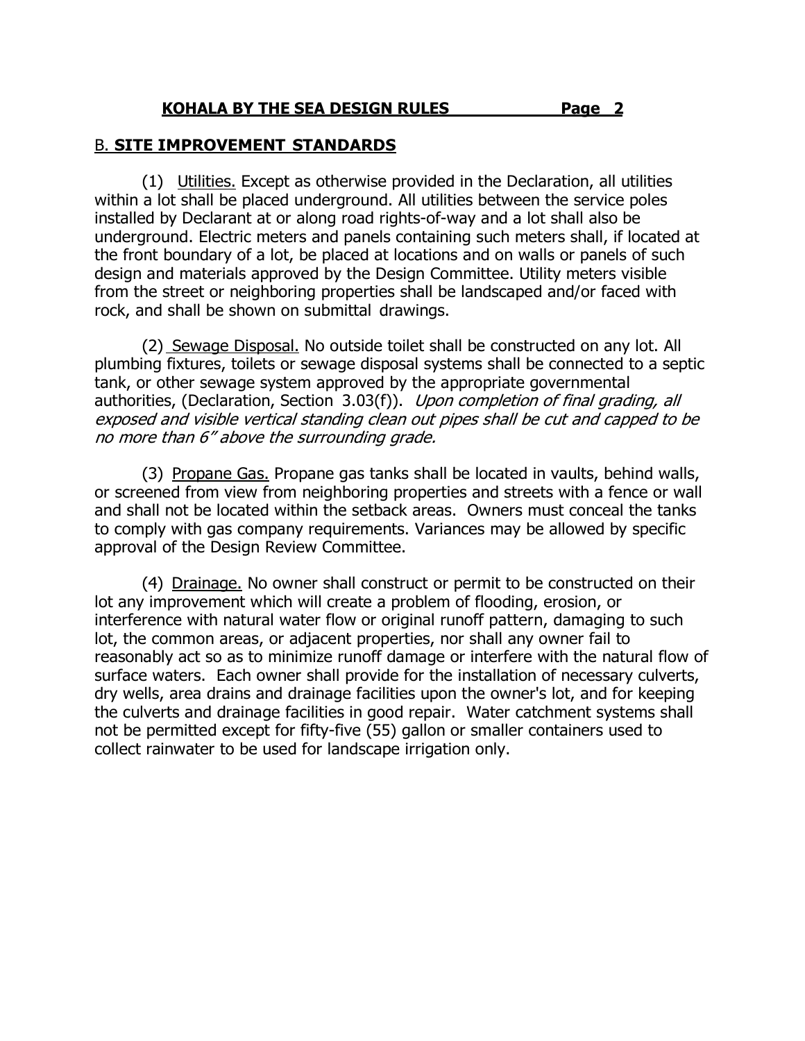## B. **SITE IMPROVEMENT STANDARDS**

(1) Utilities. Except as otherwise provided in the Declaration, all utilities within a lot shall be placed underground. All utilities between the service poles installed by Declarant at or along road rights-of-way and a lot shall also be underground. Electric meters and panels containing such meters shall, if located at the front boundary of a lot, be placed at locations and on walls or panels of such design and materials approved by the Design Committee. Utility meters visible from the street or neighboring properties shall be landscaped and/or faced with rock, and shall be shown on submittal drawings.

(2) Sewage Disposal. No outside toilet shall be constructed on any lot. All plumbing fixtures, toilets or sewage disposal systems shall be connected to a septic tank, or other sewage system approved by the appropriate governmental authorities, (Declaration, Section 3.03(f)). *Upon completion of final grading, all exposed and visible vertical standing clean out pipes shall be cut and capped to be no more than 6" above the surrounding grade.*

(3) Propane Gas. Propane gas tanks shall be located in vaults, behind walls, or screened from view from neighboring properties and streets with a fence or wall and shall not be located within the setback areas. Owners must conceal the tanks to comply with gas company requirements. Variances may be allowed by specific approval of the Design Review Committee.

(4) Drainage. No owner shall construct or permit to be constructed on their lot any improvement which will create a problem of flooding, erosion, or interference with natural water flow or original runoff pattern, damaging to such lot, the common areas, or adjacent properties, nor shall any owner fail to reasonably act so as to minimize runoff damage or interfere with the natural flow of surface waters. Each owner shall provide for the installation of necessary culverts, dry wells, area drains and drainage facilities upon the owner's lot, and for keeping the culverts and drainage facilities in good repair. Water catchment systems shall not be permitted except for fifty-five (55) gallon or smaller containers used to collect rainwater to be used for landscape irrigation only.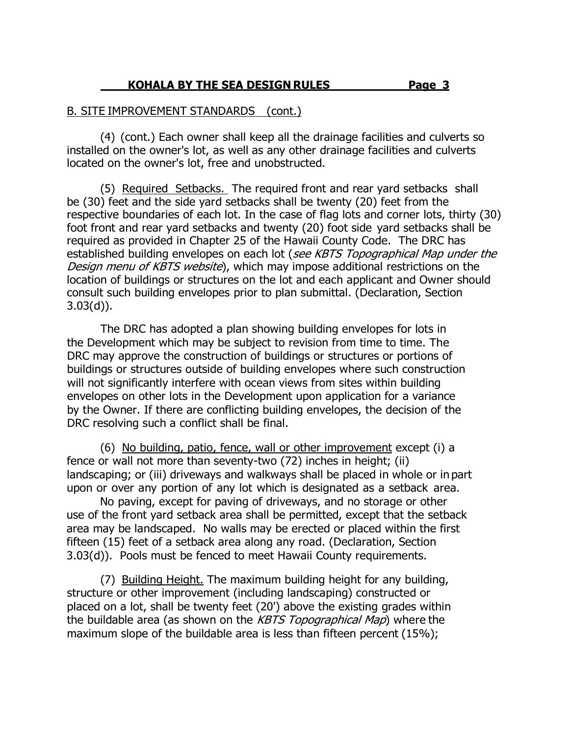B. SITE IMPROVEMENT STANDARDS (cont.)

(4) (cont.) Each owner shall keep all the drainage facilities and culverts so installed on the owner's lot, as well as any other drainage facilities and culverts located on the owner's lot, free and unobstructed.

(5) Required Setbacks. The required front and rear yard setbacks shall be (30) feet and the side yard setbacks shall be twenty (20) feet from the respective boundaries of each lot. In the case of flag lots and corner lots, thirty (30) foot front and rear yard setbacks and twenty (20) foot side yard setbacks shall be required as provided in Chapter 25 of the Hawaii County Code. The DRC has established building envelopes on each lot (*see KBTS Topographical Map under the Design menu of KBTS website*), which may impose additional restrictions on the location of buildings or structures on the lot and each applicant and Owner should consult such building envelopes prior to plan submittal. (Declaration, Section 3.03(d)).

The DRC has adopted a plan showing building envelopes for lots in the Development which may be subject to revision from time to time. The DRC may approve the construction of buildings or structures or portions of buildings or structures outside of building envelopes where such construction will not significantly interfere with ocean views from sites within building envelopes on other lots in the Development upon application for a variance by the Owner. If there are conflicting building envelopes, the decision of the DRC resolving such a conflict shall be final.

(6) No building, patio, fence, wall or other improvement except (i) a fence or wall not more than seventy-two (72) inches in height; (ii) landscaping; or (iii) driveways and walkways shall be placed in whole or in part upon or over any portion of any lot which is designated as a setback area.

No paving, except for paving of driveways, and no storage or other use of the front yard setback area shall be permitted, except that the setback area may be landscaped. No walls may be erected or placed within the first fifteen (15) feet of a setback area along any road. (Declaration, Section 3.03(d)). Pools must be fenced to meet Hawaii County requirements.

(7) Building Height. The maximum building height for any building, structure or other improvement (including landscaping) constructed or placed on a lot, shall be twenty feet (20') above the existing grades within the buildable area (as shown on the *KBTS Topographical Map*) where the maximum slope of the buildable area is less than fifteen percent (15%);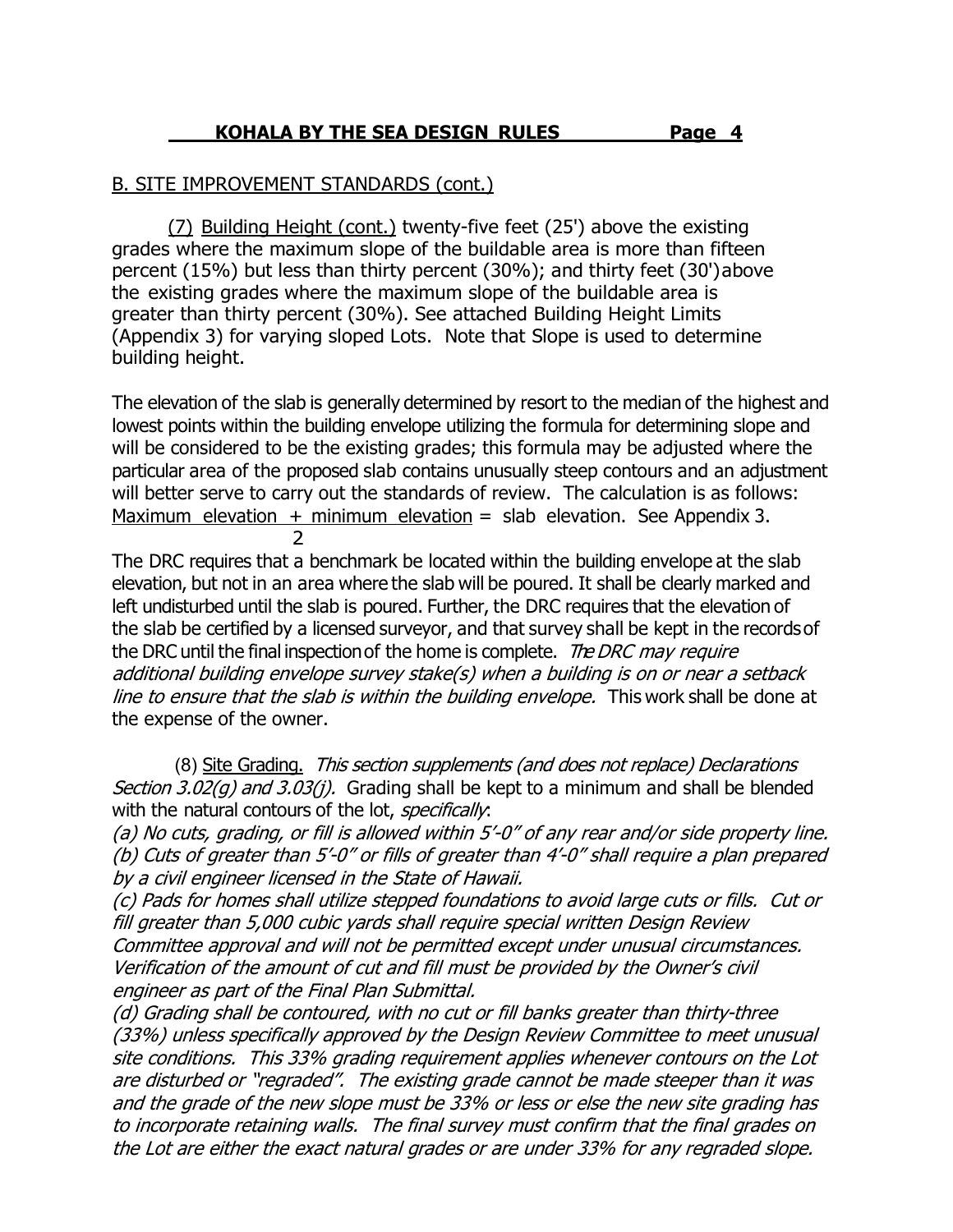B. SITE IMPROVEMENT STANDARDS (cont.)

(7) Building Height (cont.) twenty-five feet (25') above the existing grades where the maximum slope of the buildable area is more than fifteen percent (15%) but less than thirty percent (30%); and thirty feet (30') above the existing grades where the maximum slope of the buildable area is greater than thirty percent (30%). See attached Building Height Limits (Appendix 3) for varying sloped Lots. Note that Slope is used to determine building height.

The elevation of the slab is generally determined by resort to the median of the highest and lowest points within the building envelope utilizing the formula for determining slope and will be considered to be the existing grades; this formula may be adjusted where the particular area of the proposed slab contains unusually steep contours and an adjustment will better serve to carry out the standards of review. The calculation is as follows:

$$\frac{\text{Maximum elevation} + \text{minimum elevation}}{2} = \text{slab elevation}$$

See Appendix 3.

The DRC requires that a benchmark be located within the building envelope at the slab elevation, but not in an area where the slab will be poured. It shall be clearly marked and left undisturbed until the slab is poured. Further, the DRC requires that the elevation of the slab be certified by a licensed surveyor, and that survey shall be kept in the records of the DRC until the final inspection of the home is complete. *The DRC may require additional building envelope survey stake(s) when a building is on or near a setback line to ensure that the slab is within the building envelope.* This work shall be done at the expense of the owner.

(8) Site Grading. *This section supplements (and does not replace) Declarations Section 3.02(g) and 3.03(j).* Grading shall be kept to a minimum and shall be blended with the natural contours of the lot, *specifically*:

*(a) No cuts, grading, or fill is allowed within 5'-0" of any rear and/or side property line.*

*(b) Cuts of greater than 5'-0" or fills of greater than 4'-0" shall require a plan prepared by a civil engineer licensed in the State of Hawaii.*

*(c) Pads for homes shall utilize stepped foundations to avoid large cuts or fills. Cut or fill greater than 5,000 cubic yards shall require special written Design Review Committee approval and will not be permitted except under unusual circumstances. Verification of the amount of cut and fill must be provided by the Owner's civil engineer as part of the Final Plan Submittal.*

*(d) Grading shall be contoured, with no cut or fill banks greater than thirty-three (33%) unless specifically approved by the Design Review Committee to meet unusual site conditions. This 33% grading requirement applies whenever contours on the Lot are disturbed or "regraded". The existing grade cannot be made steeper than it was and the grade of the new slope must be 33% or less or else the new site grading has to incorporate retaining walls. The final survey must confirm that the final grades on the Lot are either the exact natural grades or are under 33% for any regraded slope.*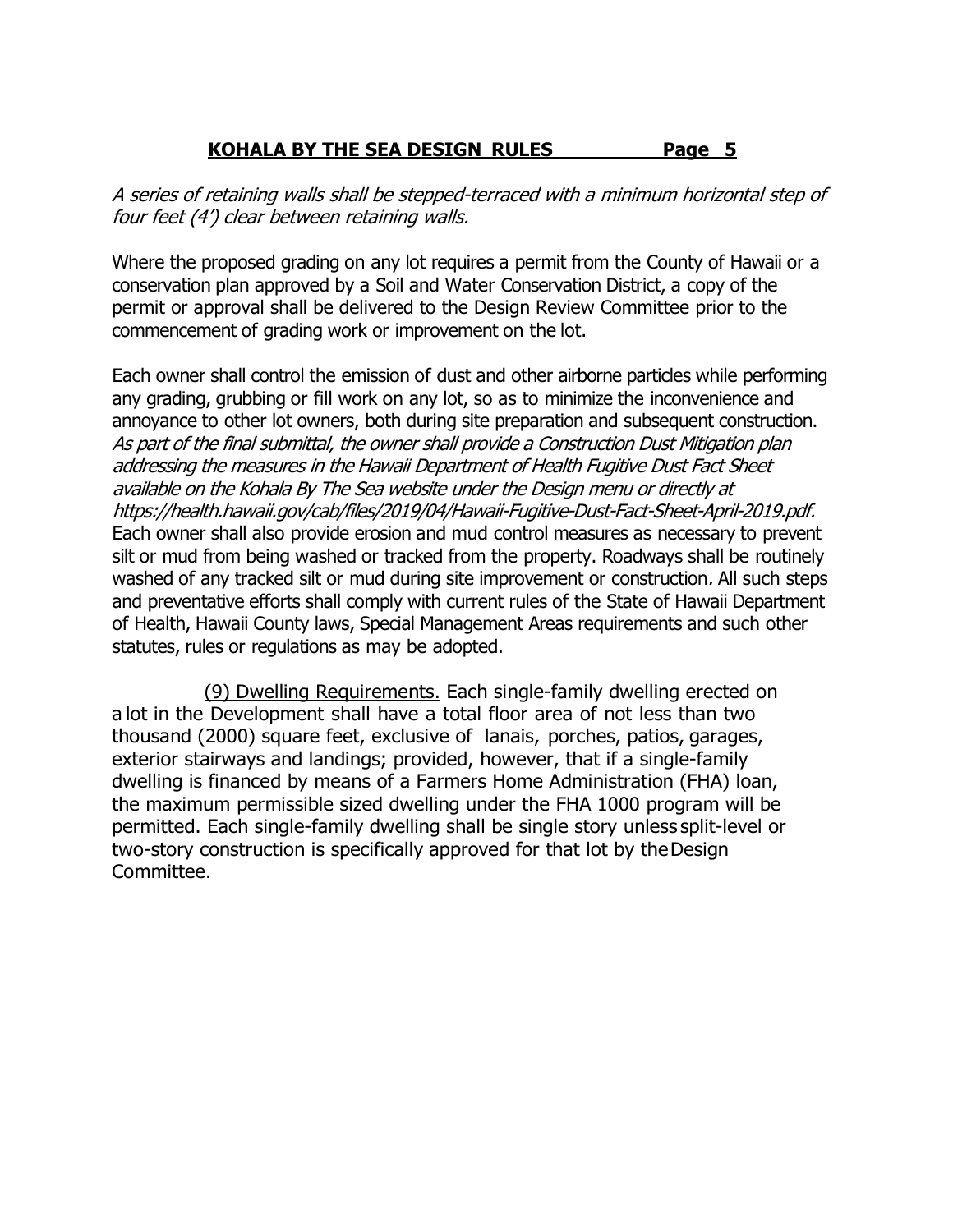*A series of retaining walls shall be stepped-terraced with a minimum horizontal step of four feet (4') clear between retaining walls.*

Where the proposed grading on any lot requires a permit from the County of Hawaii or a conservation plan approved by a Soil and Water Conservation District, a copy of the permit or approval shall be delivered to the Design Review Committee prior to the commencement of grading work or improvement on the lot.

Each owner shall control the emission of dust and other airborne particles while performing any grading, grubbing or fill work on any lot, so as to minimize the inconvenience and annoyance to other lot owners, both during site preparation and subsequent construction. *As part of the final submittal, the owner shall provide a Construction Dust Mitigation plan addressing the measures in the Hawaii Department of Health Fugitive Dust Fact Sheet available on the Kohala By The Sea website under the Design menu or directly at https://health.hawaii.gov/cab/files/2019/04/Hawaii-Fugitive-Dust-Fact-Sheet-April-2019.pdf.* Each owner shall also provide erosion and mud control measures as necessary to prevent silt or mud from being washed or tracked from the property. Roadways shall be routinely washed of any tracked silt or mud during site improvement or construction. All such steps and preventative efforts shall comply with current rules of the State of Hawaii Department of Health, Hawaii County laws, Special Management Areas requirements and such other statutes, rules or regulations as may be adopted.

<u>(9) Dwelling Requirements.</u> Each single-family dwelling erected on a lot in the Development shall have a total floor area of not less than two thousand (2000) square feet, exclusive of lanais, porches, patios, garages, exterior stairways and landings; provided, however, that if a single-family dwelling is financed by means of a Farmers Home Administration (FHA) loan, the maximum permissible sized dwelling under the FHA 1000 program will be permitted. Each single-family dwelling shall be single story unless split-level or two-story construction is specifically approved for that lot by the Design Committee.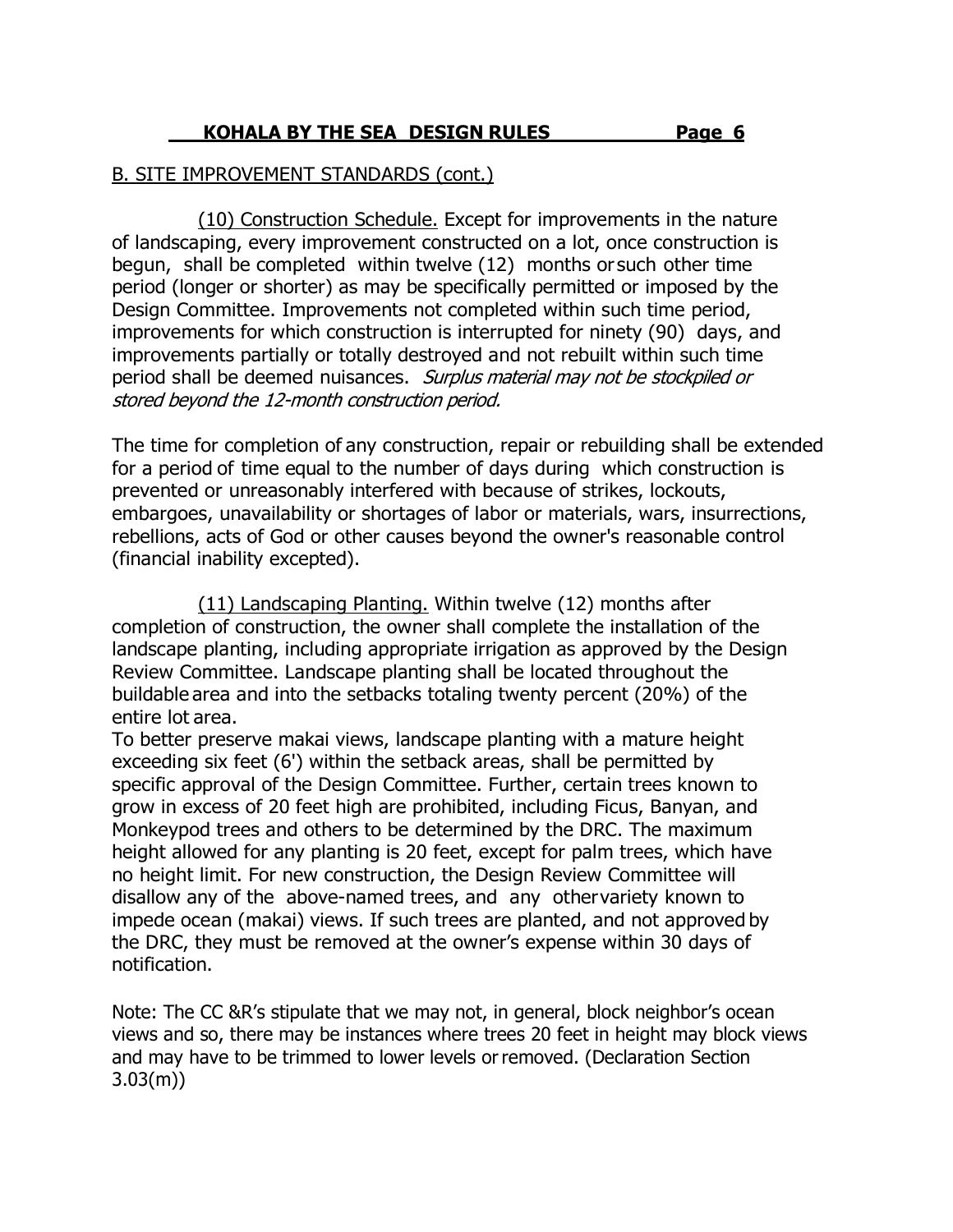B. SITE IMPROVEMENT STANDARDS (cont.)

(10) Construction Schedule. Except for improvements in the nature of landscaping, every improvement constructed on a lot, once construction is begun, shall be completed within twelve (12) months or such other time period (longer or shorter) as may be specifically permitted or imposed by the Design Committee. Improvements not completed within such time period, improvements for which construction is interrupted for ninety (90) days, and improvements partially or totally destroyed and not rebuilt within such time period shall be deemed nuisances. *Surplus material may not be stockpiled or stored beyond the 12-month construction period.*

The time for completion of any construction, repair or rebuilding shall be extended for a period of time equal to the number of days during which construction is prevented or unreasonably interfered with because of strikes, lockouts, embargoes, unavailability or shortages of labor or materials, wars, insurrections, rebellions, acts of God or other causes beyond the owner's reasonable control (financial inability excepted).

(11) Landscaping Planting. Within twelve (12) months after completion of construction, the owner shall complete the installation of the landscape planting, including appropriate irrigation as approved by the Design Review Committee. Landscape planting shall be located throughout the buildable area and into the setbacks totaling twenty percent (20%) of the entire lot area.

To better preserve makai views, landscape planting with a mature height exceeding six feet (6') within the setback areas, shall be permitted by specific approval of the Design Committee. Further, certain trees known to grow in excess of 20 feet high are prohibited, including Ficus, Banyan, and Monkeypod trees and others to be determined by the DRC. The maximum height allowed for any planting is 20 feet, except for palm trees, which have no height limit. For new construction, the Design Review Committee will disallow any of the above-named trees, and any other variety known to impede ocean (makai) views. If such trees are planted, and not approved by the DRC, they must be removed at the owner's expense within 30 days of notification.

Note: The CC &R's stipulate that we may not, in general, block neighbor's ocean views and so, there may be instances where trees 20 feet in height may block views and may have to be trimmed to lower levels or removed. (Declaration Section 3.03(m))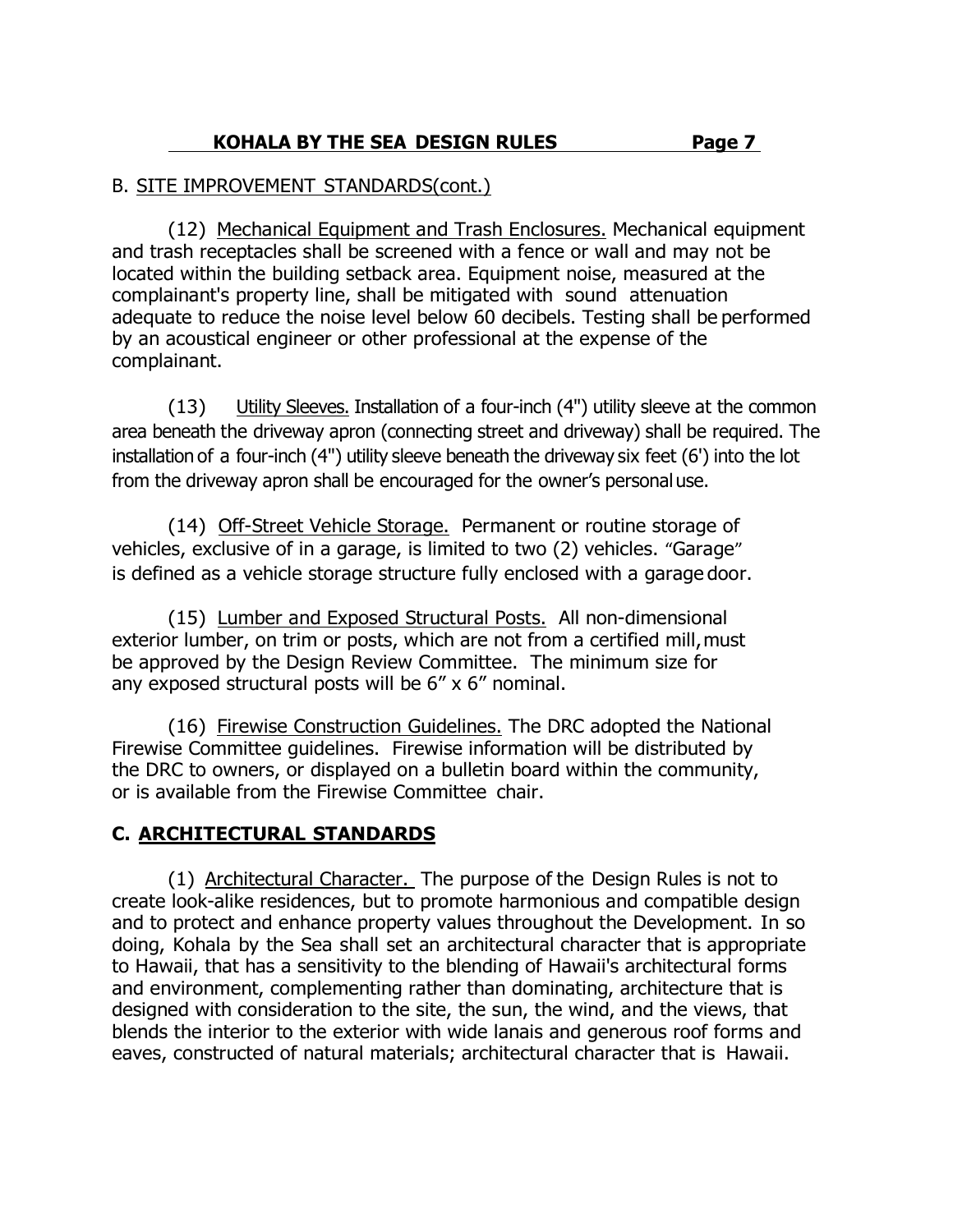B. SITE IMPROVEMENT STANDARDS(cont.)

(12) Mechanical Equipment and Trash Enclosures. Mechanical equipment and trash receptacles shall be screened with a fence or wall and may not be located within the building setback area. Equipment noise, measured at the complainant's property line, shall be mitigated with sound attenuation adequate to reduce the noise level below 60 decibels. Testing shall be performed by an acoustical engineer or other professional at the expense of the complainant.

(13) Utility Sleeves. Installation of a four-inch (4") utility sleeve at the common area beneath the driveway apron (connecting street and driveway) shall be required. The installation of a four-inch (4") utility sleeve beneath the driveway six feet (6') into the lot from the driveway apron shall be encouraged for the owner's personal use.

(14) Off-Street Vehicle Storage. Permanent or routine storage of vehicles, exclusive of in a garage, is limited to two (2) vehicles. "Garage" is defined as a vehicle storage structure fully enclosed with a garage door.

(15) Lumber and Exposed Structural Posts. All non-dimensional exterior lumber, on trim or posts, which are not from a certified mill, must be approved by the Design Review Committee. The minimum size for any exposed structural posts will be 6" x 6" nominal.

(16) Firewise Construction Guidelines. The DRC adopted the National Firewise Committee guidelines. Firewise information will be distributed by the DRC to owners, or displayed on a bulletin board within the community, or is available from the Firewise Committee chair.

## C. ARCHITECTURAL STANDARDS

(1) Architectural Character. The purpose of the Design Rules is not to create look-alike residences, but to promote harmonious and compatible design and to protect and enhance property values throughout the Development. In so doing, Kohala by the Sea shall set an architectural character that is appropriate to Hawaii, that has a sensitivity to the blending of Hawaii's architectural forms and environment, complementing rather than dominating, architecture that is designed with consideration to the site, the sun, the wind, and the views, that blends the interior to the exterior with wide lanais and generous roof forms and eaves, constructed of natural materials; architectural character that is Hawaii.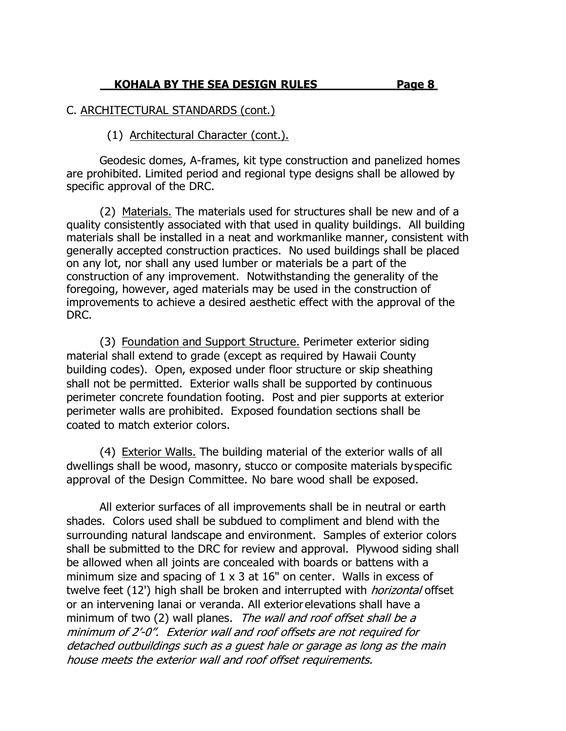C. ARCHITECTURAL STANDARDS (cont.)

(1) Architectural Character (cont.).

Geodesic domes, A-frames, kit type construction and panelized homes are prohibited. Limited period and regional type designs shall be allowed by specific approval of the DRC.

(2) Materials. The materials used for structures shall be new and of a quality consistently associated with that used in quality buildings. All building materials shall be installed in a neat and workmanlike manner, consistent with generally accepted construction practices. No used buildings shall be placed on any lot, nor shall any used lumber or materials be a part of the construction of any improvement. Notwithstanding the generality of the foregoing, however, aged materials may be used in the construction of improvements to achieve a desired aesthetic effect with the approval of the DRC.

(3) Foundation and Support Structure. Perimeter exterior siding material shall extend to grade (except as required by Hawaii County building codes). Open, exposed under floor structure or skip sheathing shall not be permitted. Exterior walls shall be supported by continuous perimeter concrete foundation footing. Post and pier supports at exterior perimeter walls are prohibited. Exposed foundation sections shall be coated to match exterior colors.

(4) Exterior Walls. The building material of the exterior walls of all dwellings shall be wood, masonry, stucco or composite materials byspecific approval of the Design Committee. No bare wood shall be exposed.

All exterior surfaces of all improvements shall be in neutral or earth shades. Colors used shall be subdued to compliment and blend with the surrounding natural landscape and environment. Samples of exterior colors shall be submitted to the DRC for review and approval. Plywood siding shall be allowed when all joints are concealed with boards or battens with a minimum size and spacing of 1 x 3 at 16" on center. Walls in excess of twelve feet (12') high shall be broken and interrupted with *horizontal* offset or an intervening lanai or veranda. All exteriorelevations shall have a minimum of two (2) wall planes. *The wall and roof offset shall be a minimum of 2'-0". Exterior wall and roof offsets are not required for detached outbuildings such as a guest hale or garage as long as the main house meets the exterior wall and roof offset requirements.*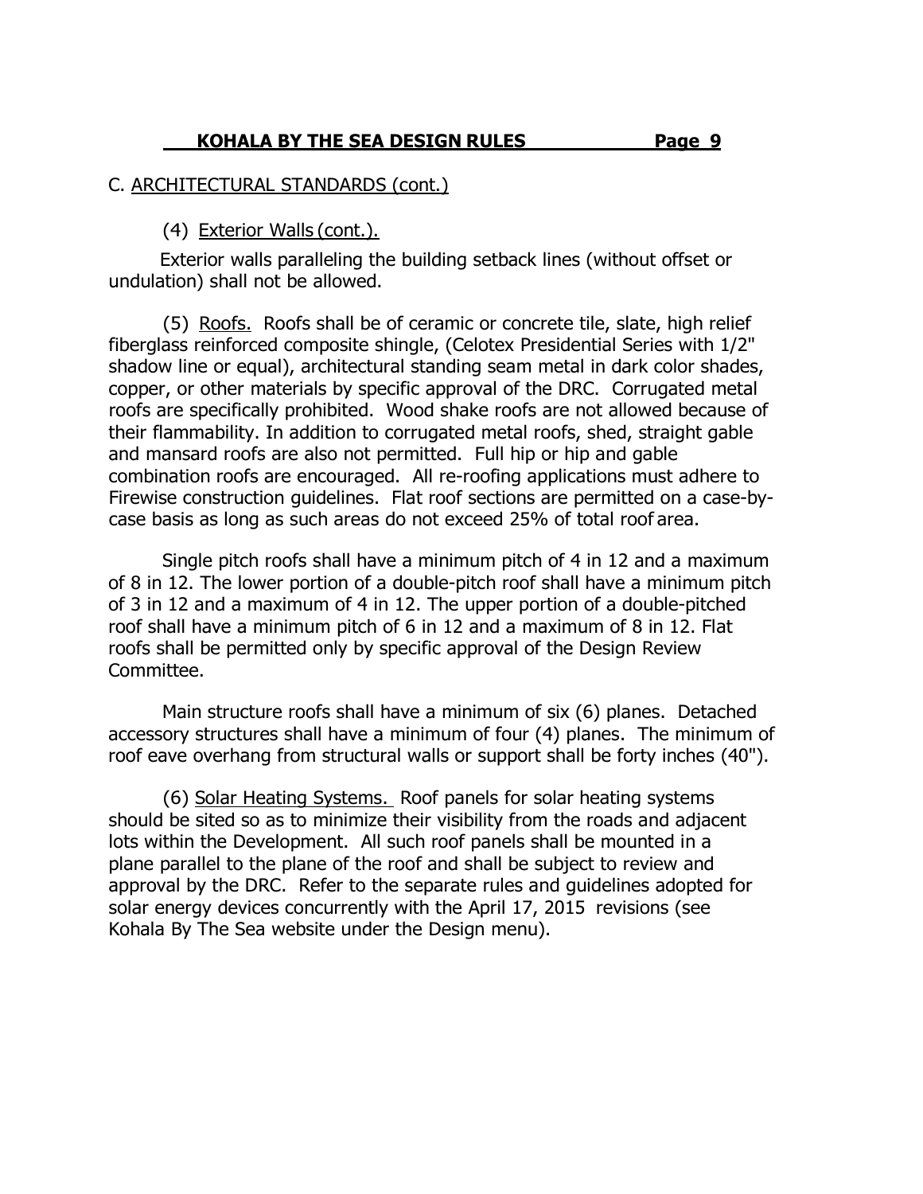C. ARCHITECTURAL STANDARDS (cont.)

(4) Exterior Walls (cont.).

Exterior walls paralleling the building setback lines (without offset or undulation) shall not be allowed.

(5) Roofs. Roofs shall be of ceramic or concrete tile, slate, high relief fiberglass reinforced composite shingle, (Celotex Presidential Series with 1/2" shadow line or equal), architectural standing seam metal in dark color shades, copper, or other materials by specific approval of the DRC. Corrugated metal roofs are specifically prohibited. Wood shake roofs are not allowed because of their flammability. In addition to corrugated metal roofs, shed, straight gable and mansard roofs are also not permitted. Full hip or hip and gable combination roofs are encouraged. All re-roofing applications must adhere to Firewise construction guidelines. Flat roof sections are permitted on a case-by-case basis as long as such areas do not exceed 25% of total roof area.

Single pitch roofs shall have a minimum pitch of 4 in 12 and a maximum of 8 in 12. The lower portion of a double-pitch roof shall have a minimum pitch of 3 in 12 and a maximum of 4 in 12. The upper portion of a double-pitched roof shall have a minimum pitch of 6 in 12 and a maximum of 8 in 12. Flat roofs shall be permitted only by specific approval of the Design Review Committee.

Main structure roofs shall have a minimum of six (6) planes. Detached accessory structures shall have a minimum of four (4) planes. The minimum of roof eave overhang from structural walls or support shall be forty inches (40").

(6) Solar Heating Systems. Roof panels for solar heating systems should be sited so as to minimize their visibility from the roads and adjacent lots within the Development. All such roof panels shall be mounted in a plane parallel to the plane of the roof and shall be subject to review and approval by the DRC. Refer to the separate rules and guidelines adopted for solar energy devices concurrently with the April 17, 2015 revisions (see Kohala By The Sea website under the Design menu).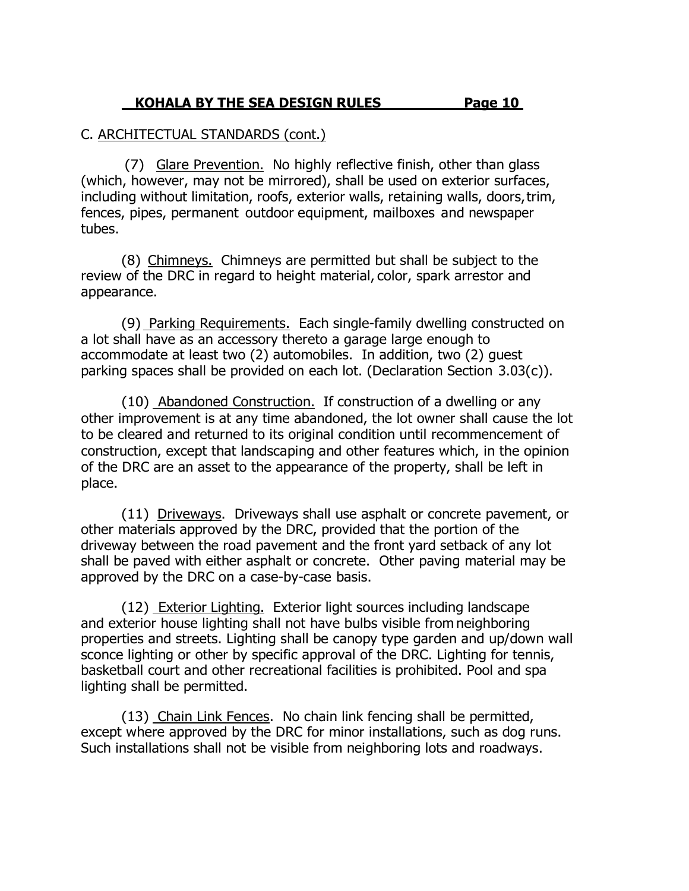C. ARCHITECTUAL STANDARDS (cont.)

(7) Glare Prevention. No highly reflective finish, other than glass (which, however, may not be mirrored), shall be used on exterior surfaces, including without limitation, roofs, exterior walls, retaining walls, doors, trim, fences, pipes, permanent outdoor equipment, mailboxes and newspaper tubes.

(8) Chimneys. Chimneys are permitted but shall be subject to the review of the DRC in regard to height material, color, spark arrestor and appearance.

(9) Parking Requirements. Each single-family dwelling constructed on a lot shall have as an accessory thereto a garage large enough to accommodate at least two (2) automobiles. In addition, two (2) guest parking spaces shall be provided on each lot. (Declaration Section 3.03(c)).

(10) Abandoned Construction. If construction of a dwelling or any other improvement is at any time abandoned, the lot owner shall cause the lot to be cleared and returned to its original condition until recommencement of construction, except that landscaping and other features which, in the opinion of the DRC are an asset to the appearance of the property, shall be left in place.

(11) Driveways. Driveways shall use asphalt or concrete pavement, or other materials approved by the DRC, provided that the portion of the driveway between the road pavement and the front yard setback of any lot shall be paved with either asphalt or concrete. Other paving material may be approved by the DRC on a case-by-case basis.

(12) Exterior Lighting. Exterior light sources including landscape and exterior house lighting shall not have bulbs visible from neighboring properties and streets. Lighting shall be canopy type garden and up/down wall sconce lighting or other by specific approval of the DRC. Lighting for tennis, basketball court and other recreational facilities is prohibited. Pool and spa lighting shall be permitted.

(13) Chain Link Fences. No chain link fencing shall be permitted, except where approved by the DRC for minor installations, such as dog runs. Such installations shall not be visible from neighboring lots and roadways.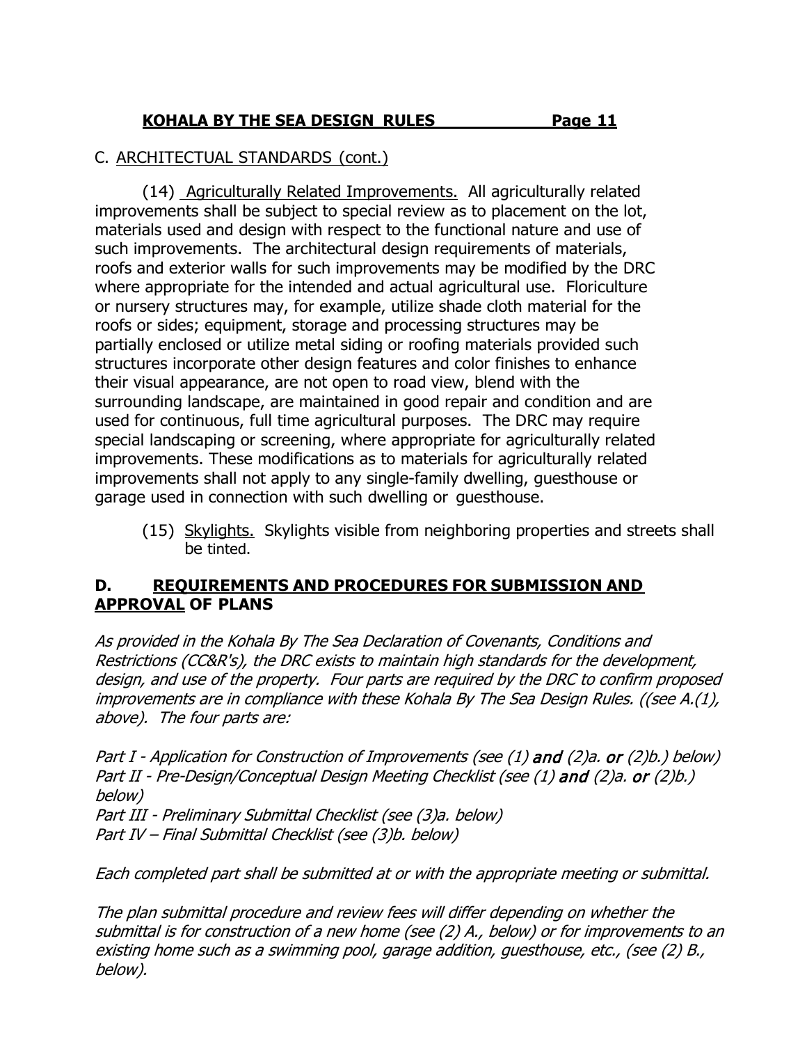C. ARCHITECTURAL STANDARDS (cont.)

(14) Agriculturally Related Improvements. All agriculturally related improvements shall be subject to special review as to placement on the lot, materials used and design with respect to the functional nature and use of such improvements. The architectural design requirements of materials, roofs and exterior walls for such improvements may be modified by the DRC where appropriate for the intended and actual agricultural use. Floriculture or nursery structures may, for example, utilize shade cloth material for the roofs or sides; equipment, storage and processing structures may be partially enclosed or utilize metal siding or roofing materials provided such structures incorporate other design features and color finishes to enhance their visual appearance, are not open to road view, blend with the surrounding landscape, are maintained in good repair and condition and are used for continuous, full time agricultural purposes. The DRC may require special landscaping or screening, where appropriate for agriculturally related improvements. These modifications as to materials for agriculturally related improvements shall not apply to any single-family dwelling, guesthouse or garage used in connection with such dwelling or guesthouse.

(15) Skylights. Skylights visible from neighboring properties and streets shall be tinted.

## D. REQUIREMENTS AND PROCEDURES FOR SUBMISSION AND APPROVAL OF PLANS

*As provided in the Kohala By The Sea Declaration of Covenants, Conditions and Restrictions (CC&R's), the DRC exists to maintain high standards for the development, design, and use of the property. Four parts are required by the DRC to confirm proposed improvements are in compliance with these Kohala By The Sea Design Rules. ((see A.(1), above). The four parts are:*

*Part I - Application for Construction of Improvements (see (1)* ***and*** *(2)a.* ***or*** *(2)b.) below)*
*Part II - Pre-Design/Conceptual Design Meeting Checklist (see (1)* ***and*** *(2)a.* ***or*** *(2)b.) below)*
*Part III - Preliminary Submittal Checklist (see (3)a. below)*
*Part IV – Final Submittal Checklist (see (3)b. below)*

*Each completed part shall be submitted at or with the appropriate meeting or submittal.*

*The plan submittal procedure and review fees will differ depending on whether the submittal is for construction of a new home (see (2) A., below) or for improvements to an existing home such as a swimming pool, garage addition, guesthouse, etc., (see (2) B., below).*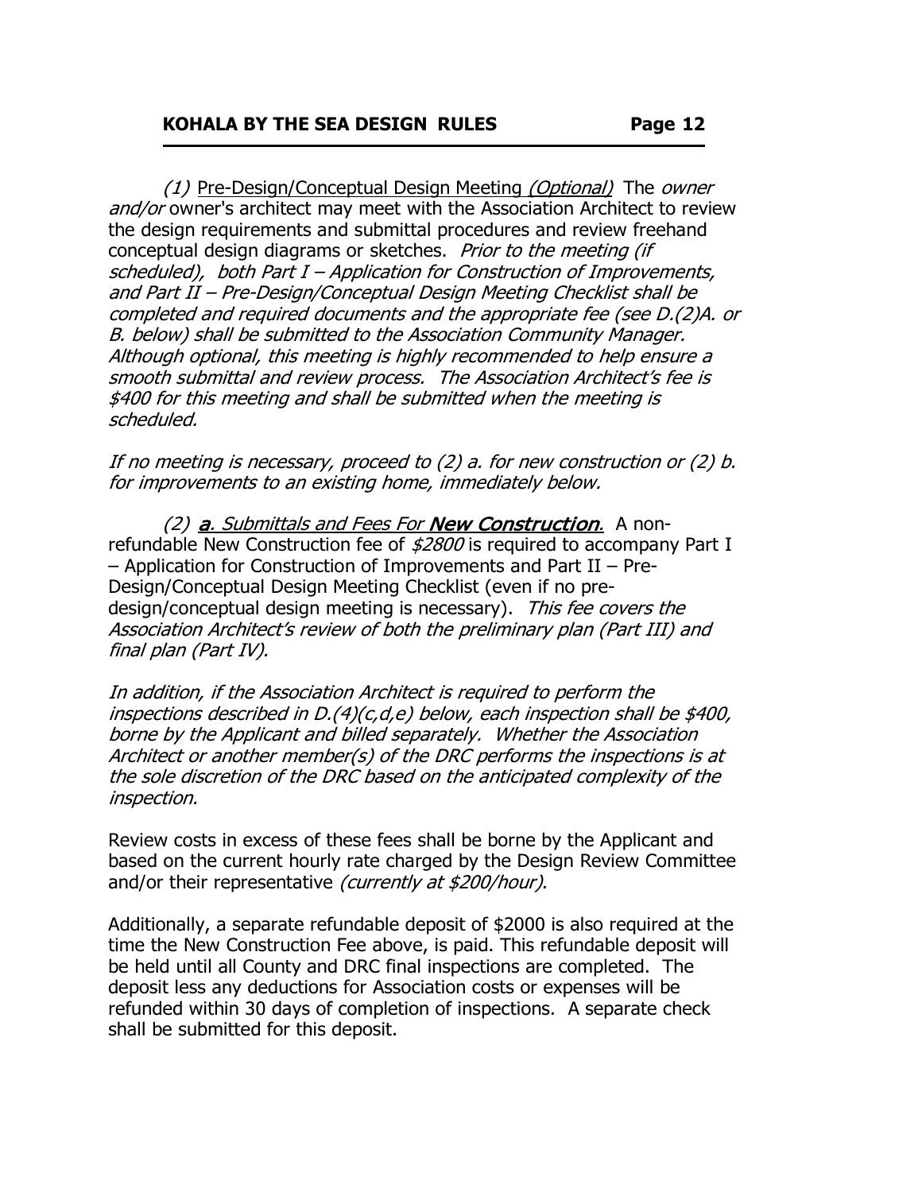(1) <u>Pre-Design/Conceptual Design Meeting</u> *<u>(Optional)</u>* The *owner and/or* owner's architect may meet with the Association Architect to review the design requirements and submittal procedures and review freehand conceptual design diagrams or sketches. *Prior to the meeting (if scheduled), both Part I – Application for Construction of Improvements, and Part II – Pre-Design/Conceptual Design Meeting Checklist shall be completed and required documents and the appropriate fee (see D.(2)A. or B. below) shall be submitted to the Association Community Manager. Although optional, this meeting is highly recommended to help ensure a smooth submittal and review process. The Association Architect's fee is $400 for this meeting and shall be submitted when the meeting is scheduled.*

*If no meeting is necessary, proceed to (2) a. for new construction or (2) b. for improvements to an existing home, immediately below.*

*(2) <u>**a**. Submittals and Fees For **New Construction**</u>.* A non-refundable New Construction fee of *$2800* is required to accompany Part I – Application for Construction of Improvements and Part II – Pre-Design/Conceptual Design Meeting Checklist (even if no pre-design/conceptual design meeting is necessary). *This fee covers the Association Architect's review of both the preliminary plan (Part III) and final plan (Part IV).*

*In addition, if the Association Architect is required to perform the inspections described in D.(4)(c,d,e) below, each inspection shall be $400, borne by the Applicant and billed separately. Whether the Association Architect or another member(s) of the DRC performs the inspections is at the sole discretion of the DRC based on the anticipated complexity of the inspection.*

Review costs in excess of these fees shall be borne by the Applicant and based on the current hourly rate charged by the Design Review Committee and/or their representative *(currently at $200/hour)*.

Additionally, a separate refundable deposit of $2000 is also required at the time the New Construction Fee above, is paid. This refundable deposit will be held until all County and DRC final inspections are completed. The deposit less any deductions for Association costs or expenses will be refunded within 30 days of completion of inspections. A separate check shall be submitted for this deposit.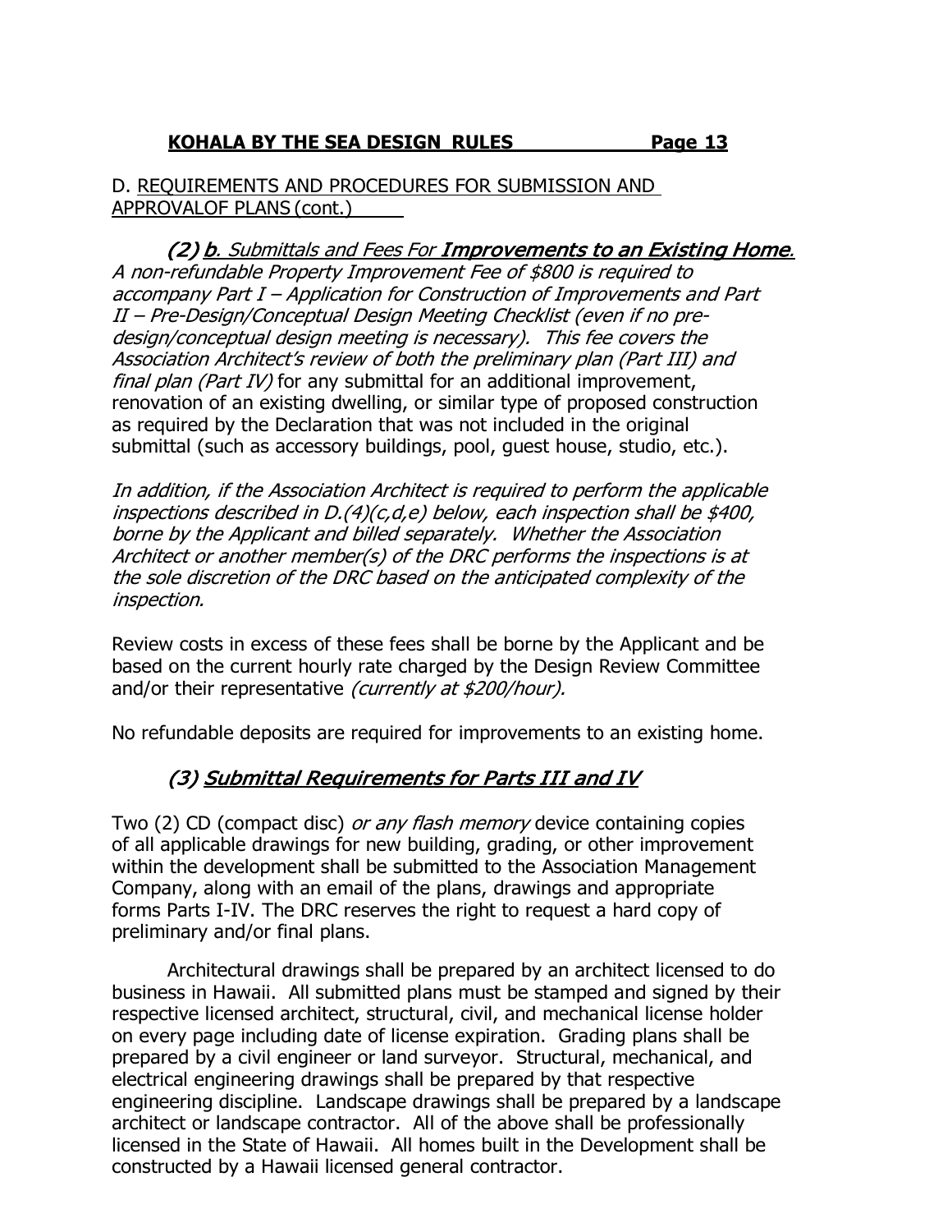D. REQUIREMENTS AND PROCEDURES FOR SUBMISSION AND APPROVALOF PLANS (cont.)

***(2) b**. Submittals and Fees For **Improvements to an Existing Home**. A non-refundable Property Improvement Fee of $800 is required to accompany Part I – Application for Construction of Improvements and Part II – Pre-Design/Conceptual Design Meeting Checklist (even if no pre-design/conceptual design meeting is necessary). This fee covers the Association Architect's review of both the preliminary plan (Part III) and final plan (Part IV)* for any submittal for an additional improvement, renovation of an existing dwelling, or similar type of proposed construction as required by the Declaration that was not included in the original submittal (such as accessory buildings, pool, guest house, studio, etc.).

*In addition, if the Association Architect is required to perform the applicable inspections described in D.(4)(c,d,e) below, each inspection shall be $400, borne by the Applicant and billed separately. Whether the Association Architect or another member(s) of the DRC performs the inspections is at the sole discretion of the DRC based on the anticipated complexity of the inspection.*

Review costs in excess of these fees shall be borne by the Applicant and be based on the current hourly rate charged by the Design Review Committee and/or their representative *(currently at $200/hour).*

No refundable deposits are required for improvements to an existing home.

### *(3) Submittal Requirements for Parts III and IV*

Two (2) CD (compact disc) *or any flash memory* device containing copies of all applicable drawings for new building, grading, or other improvement within the development shall be submitted to the Association Management Company, along with an email of the plans, drawings and appropriate forms Parts I-IV. The DRC reserves the right to request a hard copy of preliminary and/or final plans.

Architectural drawings shall be prepared by an architect licensed to do business in Hawaii. All submitted plans must be stamped and signed by their respective licensed architect, structural, civil, and mechanical license holder on every page including date of license expiration. Grading plans shall be prepared by a civil engineer or land surveyor. Structural, mechanical, and electrical engineering drawings shall be prepared by that respective engineering discipline. Landscape drawings shall be prepared by a landscape architect or landscape contractor. All of the above shall be professionally licensed in the State of Hawaii. All homes built in the Development shall be constructed by a Hawaii licensed general contractor.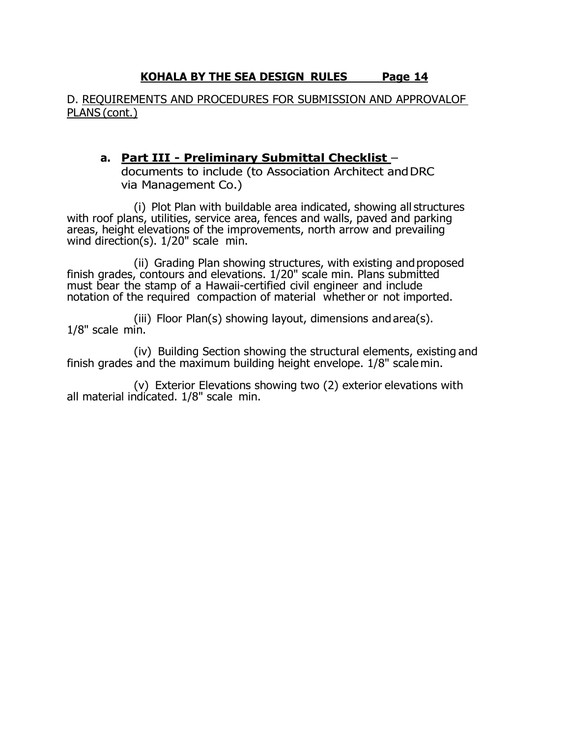D. REQUIREMENTS AND PROCEDURES FOR SUBMISSION AND APPROVALOF PLANS (cont.)

**a. Part III - Preliminary Submittal Checklist** – documents to include (to Association Architect and DRC via Management Co.)

(i) Plot Plan with buildable area indicated, showing all structures with roof plans, utilities, service area, fences and walls, paved and parking areas, height elevations of the improvements, north arrow and prevailing wind direction(s). 1/20" scale min.

(ii) Grading Plan showing structures, with existing and proposed finish grades, contours and elevations. 1/20" scale min. Plans submitted must bear the stamp of a Hawaii-certified civil engineer and include notation of the required compaction of material whether or not imported.

(iii) Floor Plan(s) showing layout, dimensions and area(s). 1/8" scale min.

(iv) Building Section showing the structural elements, existing and finish grades and the maximum building height envelope. 1/8" scale min.

(v) Exterior Elevations showing two (2) exterior elevations with all material indicated. 1/8" scale min.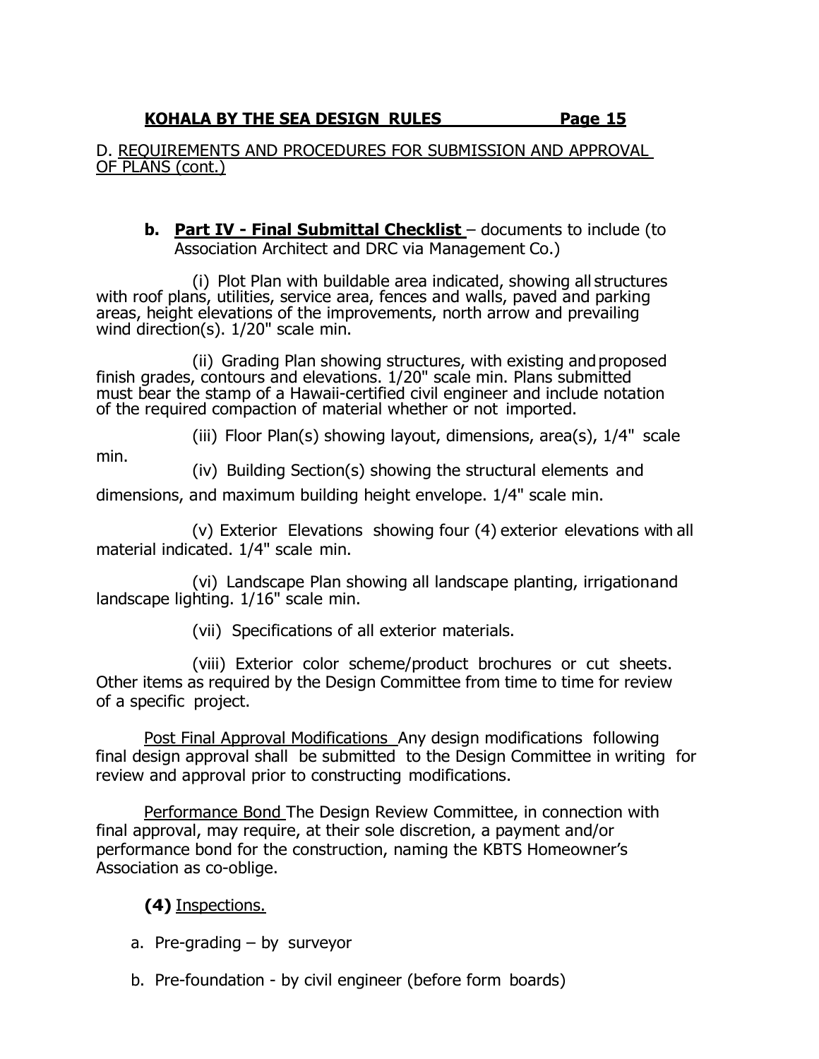D. REQUIREMENTS AND PROCEDURES FOR SUBMISSION AND APPROVAL OF PLANS (cont.)

**b. Part IV - Final Submittal Checklist** – documents to include (to Association Architect and DRC via Management Co.)

(i) Plot Plan with buildable area indicated, showing all structures with roof plans, utilities, service area, fences and walls, paved and parking areas, height elevations of the improvements, north arrow and prevailing wind direction(s). 1/20" scale min.

(ii) Grading Plan showing structures, with existing and proposed finish grades, contours and elevations. 1/20" scale min. Plans submitted must bear the stamp of a Hawaii-certified civil engineer and include notation of the required compaction of material whether or not imported.

(iii) Floor Plan(s) showing layout, dimensions, area(s), 1/4" scale min.

(iv) Building Section(s) showing the structural elements and dimensions, and maximum building height envelope. 1/4" scale min.

(v) Exterior Elevations showing four (4) exterior elevations with all material indicated. 1/4" scale min.

(vi) Landscape Plan showing all landscape planting, irrigation and landscape lighting. 1/16" scale min.

(vii) Specifications of all exterior materials.

(viii) Exterior color scheme/product brochures or cut sheets. Other items as required by the Design Committee from time to time for review of a specific project.

Post Final Approval Modifications Any design modifications following final design approval shall be submitted to the Design Committee in writing for review and approval prior to constructing modifications.

Performance Bond The Design Review Committee, in connection with final approval, may require, at their sole discretion, a payment and/or performance bond for the construction, naming the KBTS Homeowner's Association as co-oblige.

**(4)** Inspections.

a. Pre-grading – by surveyor

b. Pre-foundation - by civil engineer (before form boards)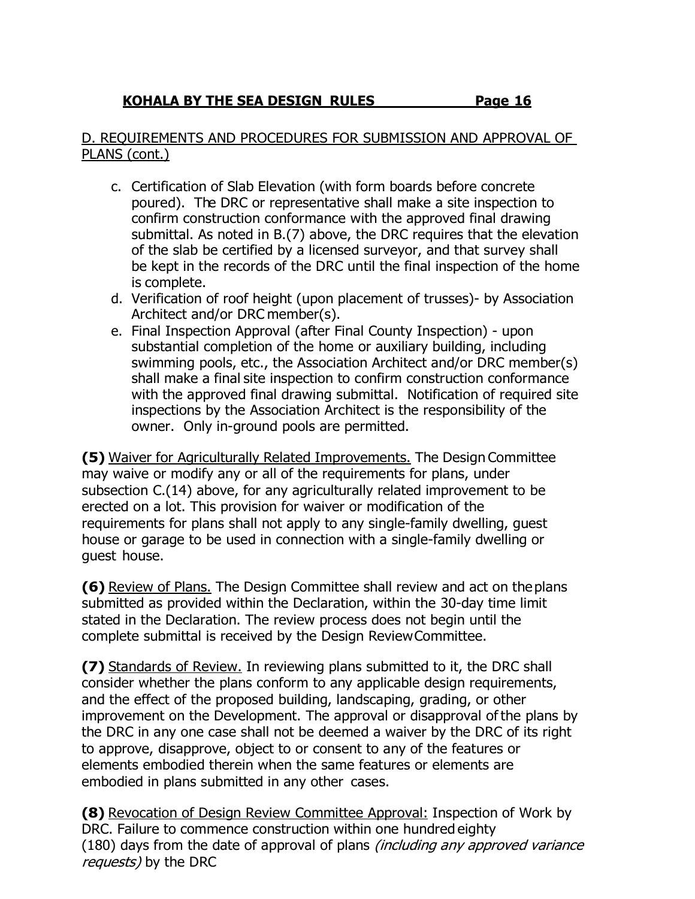D. REQUIREMENTS AND PROCEDURES FOR SUBMISSION AND APPROVAL OF PLANS (cont.)

c. Certification of Slab Elevation (with form boards before concrete poured). The DRC or representative shall make a site inspection to confirm construction conformance with the approved final drawing submittal. As noted in B.(7) above, the DRC requires that the elevation of the slab be certified by a licensed surveyor, and that survey shall be kept in the records of the DRC until the final inspection of the home is complete.
d. Verification of roof height (upon placement of trusses)- by Association Architect and/or DRC member(s).
e. Final Inspection Approval (after Final County Inspection) - upon substantial completion of the home or auxiliary building, including swimming pools, etc., the Association Architect and/or DRC member(s) shall make a final site inspection to confirm construction conformance with the approved final drawing submittal. Notification of required site inspections by the Association Architect is the responsibility of the owner. Only in-ground pools are permitted.

**(5)** Waiver for Agriculturally Related Improvements. The Design Committee may waive or modify any or all of the requirements for plans, under subsection C.(14) above, for any agriculturally related improvement to be erected on a lot. This provision for waiver or modification of the requirements for plans shall not apply to any single-family dwelling, guest house or garage to be used in connection with a single-family dwelling or guest house.

**(6)** Review of Plans. The Design Committee shall review and act on the plans submitted as provided within the Declaration, within the 30-day time limit stated in the Declaration. The review process does not begin until the complete submittal is received by the Design Review Committee.

**(7)** Standards of Review. In reviewing plans submitted to it, the DRC shall consider whether the plans conform to any applicable design requirements, and the effect of the proposed building, landscaping, grading, or other improvement on the Development. The approval or disapproval of the plans by the DRC in any one case shall not be deemed a waiver by the DRC of its right to approve, disapprove, object to or consent to any of the features or elements embodied therein when the same features or elements are embodied in plans submitted in any other cases.

**(8)** Revocation of Design Review Committee Approval: Inspection of Work by DRC. Failure to commence construction within one hundred eighty (180) days from the date of approval of plans *(including any approved variance requests)* by the DRC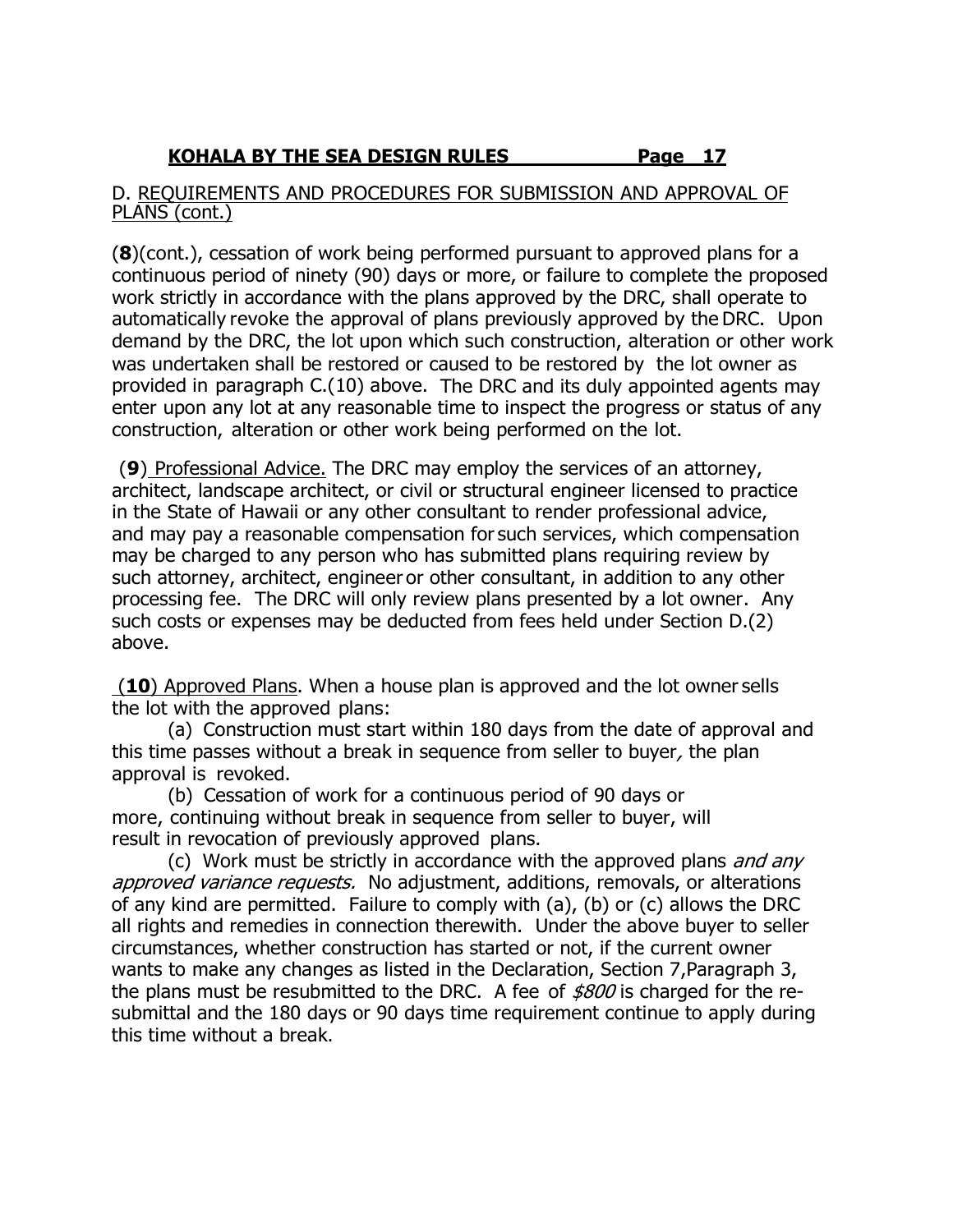D. <u>REQUIREMENTS AND PROCEDURES FOR SUBMISSION AND APPROVAL OF PLANS (cont.)</u>

(**8**)(cont.), cessation of work being performed pursuant to approved plans for a continuous period of ninety (90) days or more, or failure to complete the proposed work strictly in accordance with the plans approved by the DRC, shall operate to automatically revoke the approval of plans previously approved by the DRC. Upon demand by the DRC, the lot upon which such construction, alteration or other work was undertaken shall be restored or caused to be restored by the lot owner as provided in paragraph C.(10) above. The DRC and its duly appointed agents may enter upon any lot at any reasonable time to inspect the progress or status of any construction, alteration or other work being performed on the lot.

(**9**) <u>Professional Advice.</u> The DRC may employ the services of an attorney, architect, landscape architect, or civil or structural engineer licensed to practice in the State of Hawaii or any other consultant to render professional advice, and may pay a reasonable compensation for such services, which compensation may be charged to any person who has submitted plans requiring review by such attorney, architect, engineer or other consultant, in addition to any other processing fee. The DRC will only review plans presented by a lot owner. Any such costs or expenses may be deducted from fees held under Section D.(2) above.

(**10**) <u>Approved Plans</u>. When a house plan is approved and the lot owner sells the lot with the approved plans:

(a) Construction must start within 180 days from the date of approval and this time passes without a break in sequence from seller to buyer*,* the plan approval is revoked.

(b) Cessation of work for a continuous period of 90 days or more, continuing without break in sequence from seller to buyer, will result in revocation of previously approved plans.

(c) Work must be strictly in accordance with the approved plans *and any approved variance requests.* No adjustment, additions, removals, or alterations of any kind are permitted. Failure to comply with (a), (b) or (c) allows the DRC all rights and remedies in connection therewith. Under the above buyer to seller circumstances, whether construction has started or not, if the current owner wants to make any changes as listed in the Declaration, Section 7,Paragraph 3, the plans must be resubmitted to the DRC. A fee of *$800* is charged for the re-submittal and the 180 days or 90 days time requirement continue to apply during this time without a break.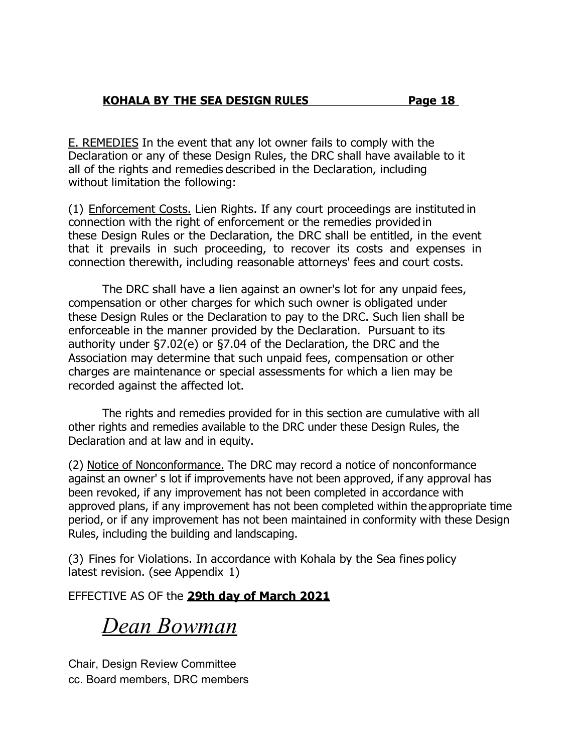E. REMEDIES In the event that any lot owner fails to comply with the Declaration or any of these Design Rules, the DRC shall have available to it all of the rights and remedies described in the Declaration, including without limitation the following:

(1) Enforcement Costs. Lien Rights. If any court proceedings are instituted in connection with the right of enforcement or the remedies provided in these Design Rules or the Declaration, the DRC shall be entitled, in the event that it prevails in such proceeding, to recover its costs and expenses in connection therewith, including reasonable attorneys' fees and court costs.

The DRC shall have a lien against an owner's lot for any unpaid fees, compensation or other charges for which such owner is obligated under these Design Rules or the Declaration to pay to the DRC. Such lien shall be enforceable in the manner provided by the Declaration. Pursuant to its authority under §7.02(e) or §7.04 of the Declaration, the DRC and the Association may determine that such unpaid fees, compensation or other charges are maintenance or special assessments for which a lien may be recorded against the affected lot.

The rights and remedies provided for in this section are cumulative with all other rights and remedies available to the DRC under these Design Rules, the Declaration and at law and in equity.

(2) Notice of Nonconformance. The DRC may record a notice of nonconformance against an owner' s lot if improvements have not been approved, if any approval has been revoked, if any improvement has not been completed in accordance with approved plans, if any improvement has not been completed within the appropriate time period, or if any improvement has not been maintained in conformity with these Design Rules, including the building and landscaping.

(3) Fines for Violations. In accordance with Kohala by the Sea fines policy latest revision. (see Appendix 1)

EFFECTIVE AS OF the **29th day of March 2021**

*Dean Bowman*

Chair, Design Review Committee
cc. Board members, DRC members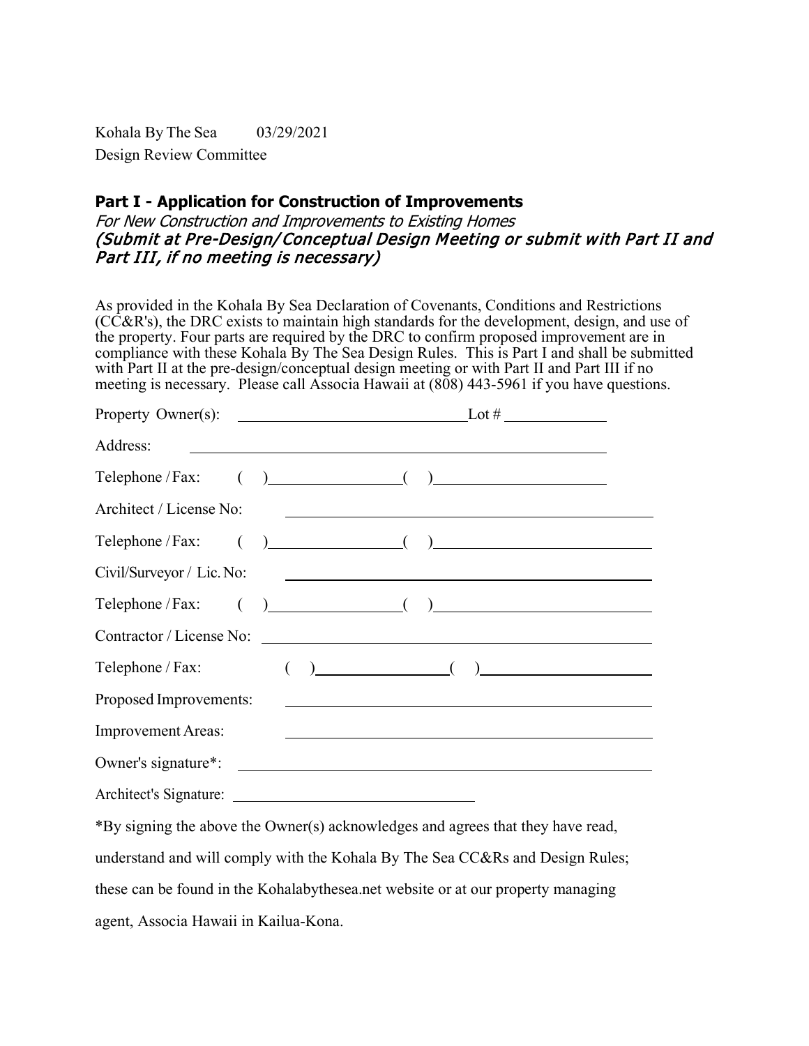Kohala By The Sea 03/29/2021

Design Review Committee

## Part I - Application for Construction of Improvements

*For New Construction and Improvements to Existing Homes*

***(Submit at Pre-Design/Conceptual Design Meeting or submit with Part II and Part III, if no meeting is necessary)***

As provided in the Kohala By Sea Declaration of Covenants, Conditions and Restrictions (CC&R's), the DRC exists to maintain high standards for the development, design, and use of the property. Four parts are required by the DRC to confirm proposed improvement are in compliance with these Kohala By The Sea Design Rules. This is Part I and shall be submitted with Part II at the pre-design/conceptual design meeting or with Part II and Part III if no meeting is necessary. Please call Associa Hawaii at (808) 443-5961 if you have questions.

Property Owner(s): ______________________________ Lot # _____________

Address: ________________________________________________________

Telephone / Fax: ( ) _________________ ( ) _____________________

Architect / License No: ______________________________________________

Telephone / Fax: ( ) _________________ ( ) _____________________

Civil/Surveyor / Lic. No: ______________________________________________

Telephone / Fax: ( ) _________________ ( ) _____________________

Contractor / License No: ______________________________________________

Telephone / Fax: ( ) _________________ ( ) _____________________

Proposed Improvements: ______________________________________________

Improvement Areas: ______________________________________________

Owner's signature*: ______________________________________________

Architect's Signature: ______________________________

*By signing the above the Owner(s) acknowledges and agrees that they have read, understand and will comply with the Kohala By The Sea CC&Rs and Design Rules; these can be found in the Kohalabythesea.net website or at our property managing agent, Associa Hawaii in Kailua-Kona.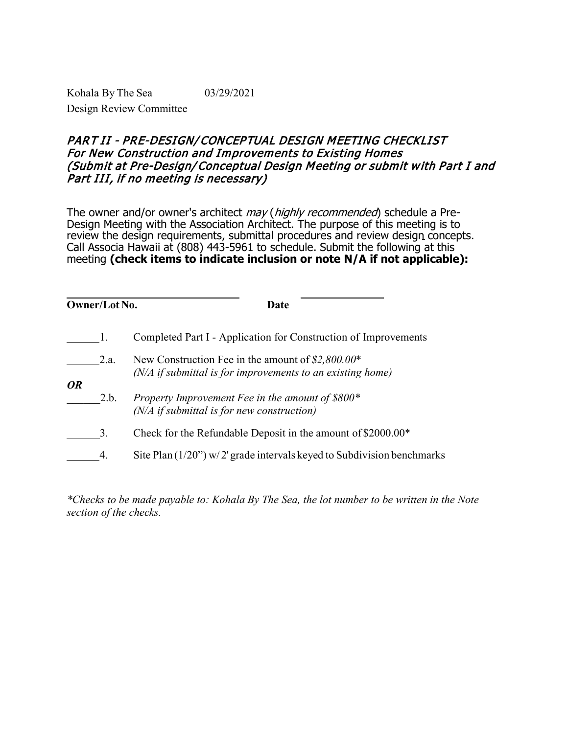Kohala By The Sea 03/29/2021
Design Review Committee

## *PART II - PRE-DESIGN/CONCEPTUAL DESIGN MEETING CHECKLIST*
## *For New Construction and Improvements to Existing Homes*
## *(Submit at Pre-Design/Conceptual Design Meeting or submit with Part I and Part III, if no meeting is necessary)*

The owner and/or owner's architect *may* (*highly recommended*) schedule a Pre-Design Meeting with the Association Architect. The purpose of this meeting is to review the design requirements, submittal procedures and review design concepts. Call Associa Hawaii at (808) 443-5961 to schedule. Submit the following at this meeting **(check items to indicate inclusion or note N/A if not applicable):**

**Owner/Lot No.** ______________________ **Date** ______________

______1. Completed Part I - Application for Construction of Improvements

______2.a. New Construction Fee in the amount of *$2,800.00*\*
*(N/A if submittal is for improvements to an existing home)*

***OR***

______2.b. *Property Improvement Fee in the amount of $800\**
*(N/A if submittal is for new construction)*

______3. Check for the Refundable Deposit in the amount of $2000.00*

______4. Site Plan (1/20") w/ 2' grade intervals keyed to Subdivision benchmarks

*\*Checks to be made payable to: Kohala By The Sea, the lot number to be written in the Note section of the checks.*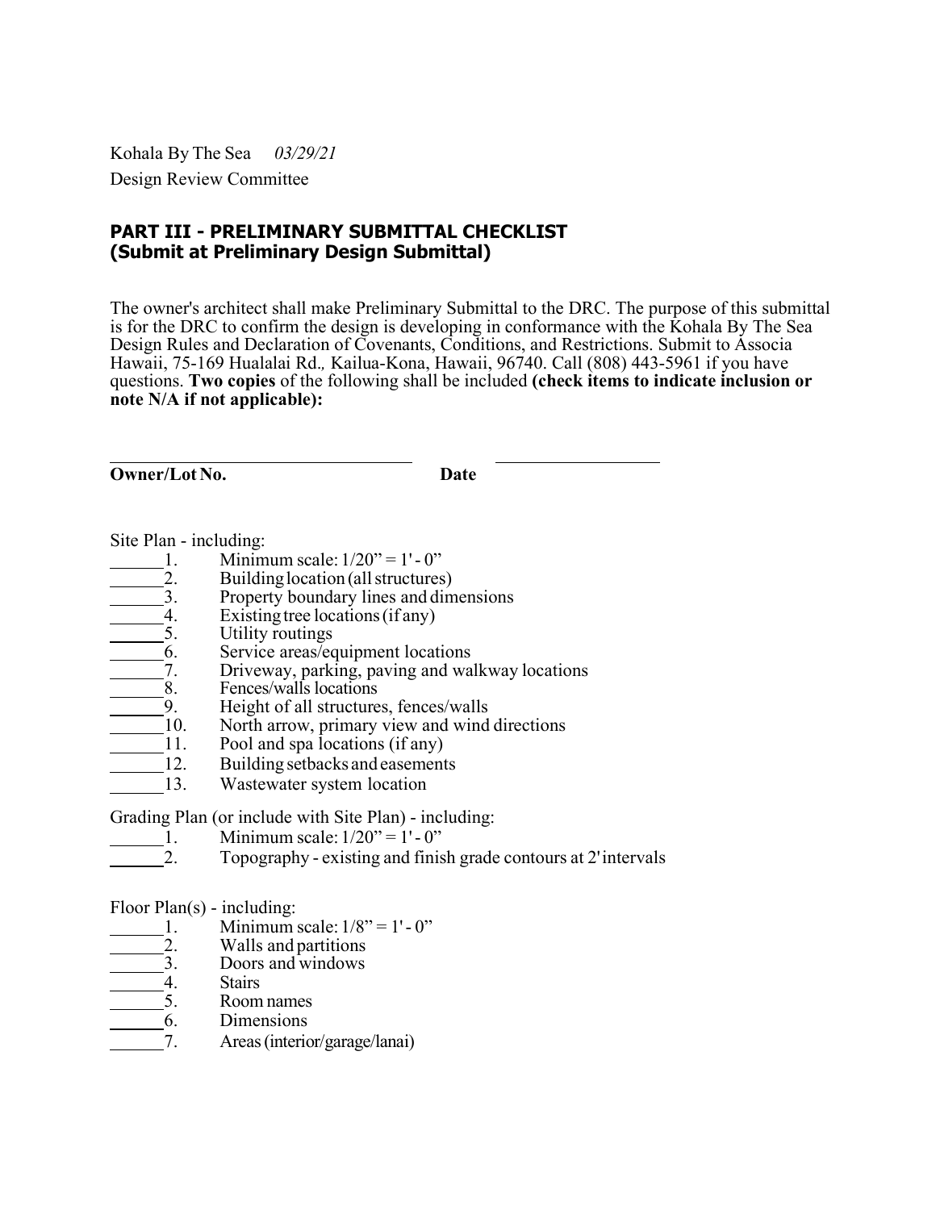Kohala By The Sea *03/29/21*

Design Review Committee

## PART III - PRELIMINARY SUBMITTAL CHECKLIST
## (Submit at Preliminary Design Submittal)

The owner's architect shall make Preliminary Submittal to the DRC. The purpose of this submittal is for the DRC to confirm the design is developing in conformance with the Kohala By The Sea Design Rules and Declaration of Covenants, Conditions, and Restrictions. Submit to Associa Hawaii, 75-169 Hualalai Rd., Kailua-Kona, Hawaii, 96740. Call (808) 443-5961 if you have questions. **Two copies** of the following shall be included **(check items to indicate inclusion or note N/A if not applicable):**

______________________________ ________________

**Owner/Lot No.** **Date**

Site Plan - including:

______1. Minimum scale: 1/20" = 1' - 0"
______2. Building location (all structures)
______3. Property boundary lines and dimensions
______4. Existing tree locations (if any)
______5. Utility routings
______6. Service areas/equipment locations
______7. Driveway, parking, paving and walkway locations
______8. Fences/walls locations
______9. Height of all structures, fences/walls
______10. North arrow, primary view and wind directions
______11. Pool and spa locations (if any)
______12. Building setbacks and easements
______13. Wastewater system location

Grading Plan (or include with Site Plan) - including:

______1. Minimum scale: 1/20" = 1' - 0"
______2. Topography - existing and finish grade contours at 2' intervals

Floor Plan(s) - including:

______1. Minimum scale: 1/8" = 1' - 0"
______2. Walls and partitions
______3. Doors and windows
______4. Stairs
______5. Room names
______6. Dimensions
______7. Areas (interior/garage/lanai)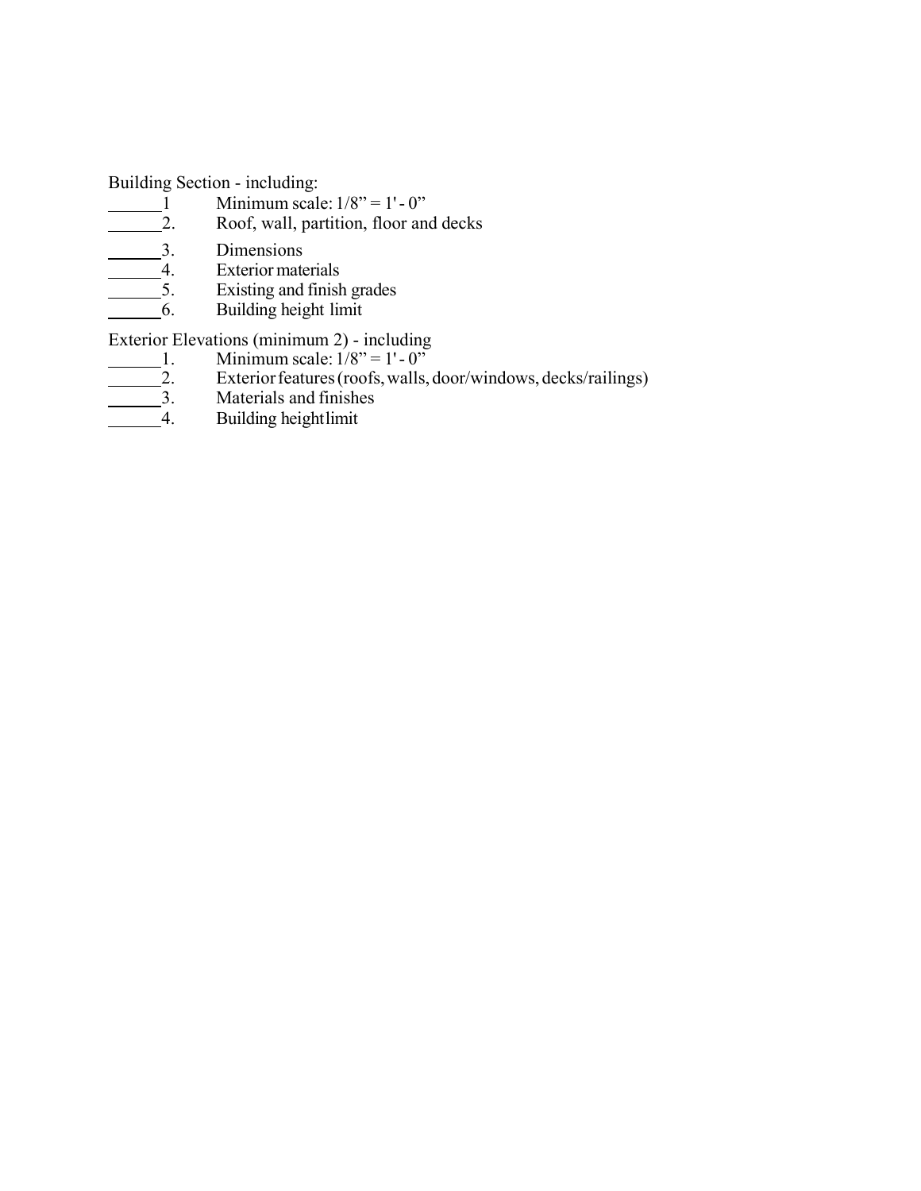Building Section - including:

______1 Minimum scale: 1/8" = 1' - 0"
______2. Roof, wall, partition, floor and decks
______3. Dimensions
______4. Exterior materials
______5. Existing and finish grades
______6. Building height limit

Exterior Elevations (minimum 2) - including

______1. Minimum scale: 1/8" = 1' - 0"
______2. Exterior features (roofs, walls, door/windows, decks/railings)
______3. Materials and finishes
______4. Building height limit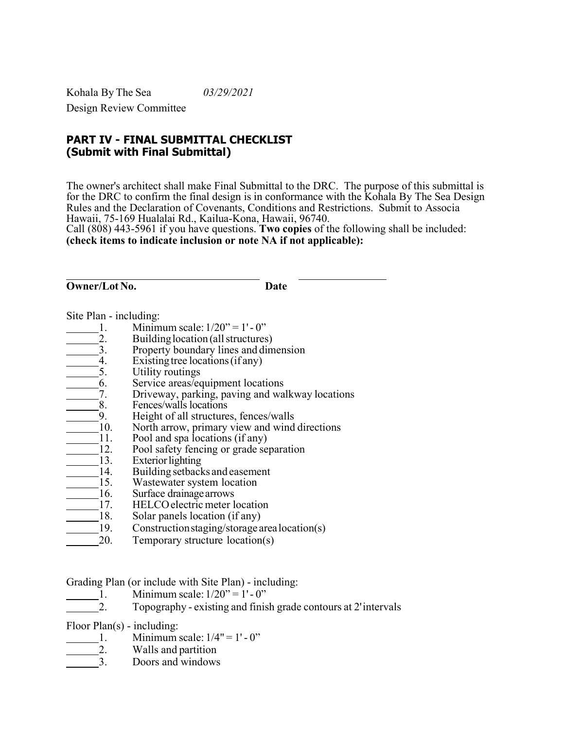Kohala By The Sea *03/29/2021*

Design Review Committee

## PART IV - FINAL SUBMITTAL CHECKLIST (Submit with Final Submittal)

The owner's architect shall make Final Submittal to the DRC. The purpose of this submittal is for the DRC to confirm the final design is in conformance with the Kohala By The Sea Design Rules and the Declaration of Covenants, Conditions and Restrictions. Submit to Associa Hawaii, 75-169 Hualalai Rd., Kailua-Kona, Hawaii, 96740.
Call (808) 443-5961 if you have questions. **Two copies** of the following shall be included: **(check items to indicate inclusion or note NA if not applicable):**

______________________________ ______________

**Owner/Lot No.** **Date**

Site Plan - including:

______1. Minimum scale: 1/20" = 1' - 0"
______2. Building location (all structures)
______3. Property boundary lines and dimension
______4. Existing tree locations (if any)
______5. Utility routings
______6. Service areas/equipment locations
______7. Driveway, parking, paving and walkway locations
______8. Fences/walls locations
______9. Height of all structures, fences/walls
______10. North arrow, primary view and wind directions
______11. Pool and spa locations (if any)
______12. Pool safety fencing or grade separation
______13. Exterior lighting
______14. Building setbacks and easement
______15. Wastewater system location
______16. Surface drainage arrows
______17. HELCO electric meter location
______18. Solar panels location (if any)
______19. Construction staging/storage area location(s)
______20. Temporary structure location(s)

Grading Plan (or include with Site Plan) - including:

______1. Minimum scale: 1/20" = 1' - 0"
______2. Topography - existing and finish grade contours at 2' intervals

Floor Plan(s) - including:

______1. Minimum scale: 1/4" = 1' - 0"
______2. Walls and partition
______3. Doors and windows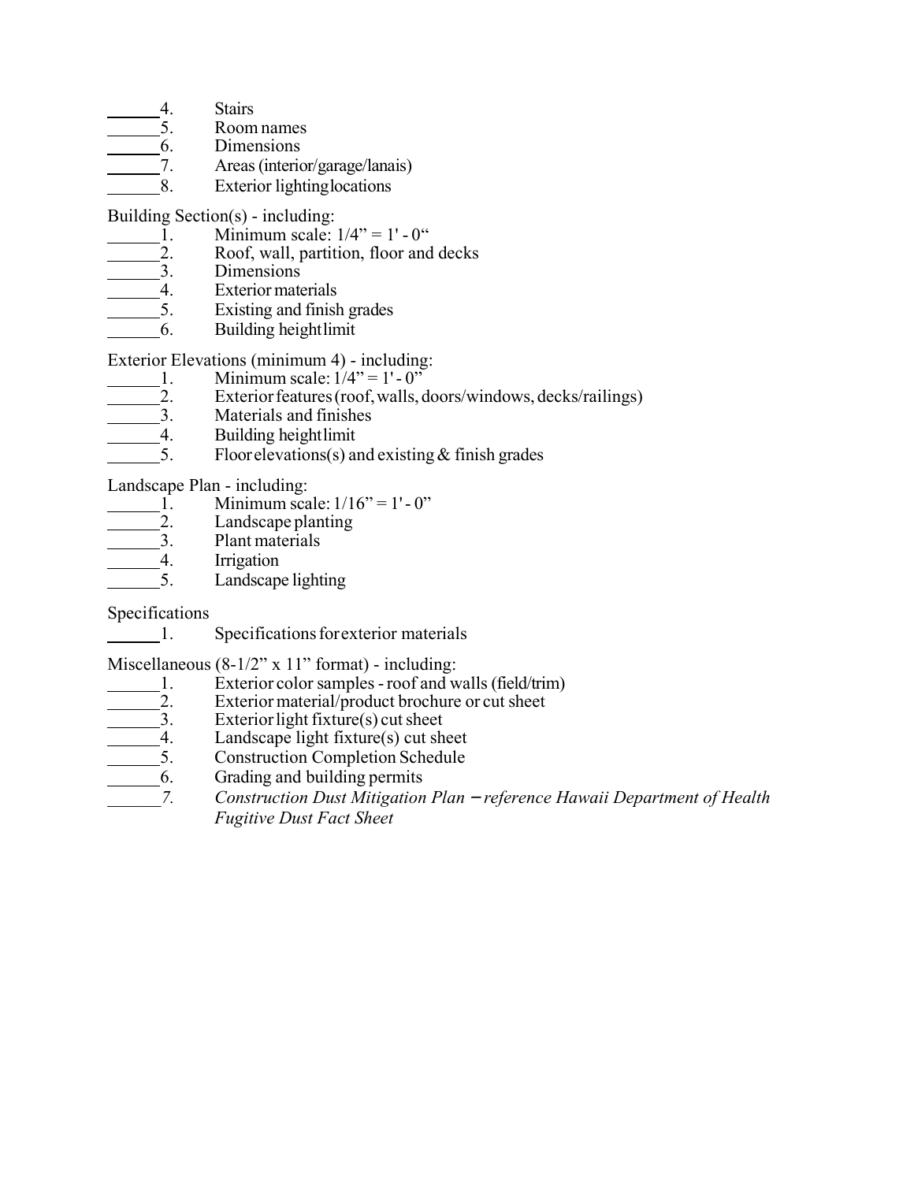______4. Stairs
______5. Room names
______6. Dimensions
______7. Areas (interior/garage/lanais)
______8. Exterior lighting locations

Building Section(s) - including:

______1. Minimum scale: 1/4" = 1' - 0"
______2. Roof, wall, partition, floor and decks
______3. Dimensions
______4. Exterior materials
______5. Existing and finish grades
______6. Building height limit

Exterior Elevations (minimum 4) - including:

______1. Minimum scale: 1/4" = 1' - 0"
______2. Exterior features (roof, walls, doors/windows, decks/railings)
______3. Materials and finishes
______4. Building height limit
______5. Floor elevations(s) and existing & finish grades

Landscape Plan - including:

______1. Minimum scale: 1/16" = 1' - 0"
______2. Landscape planting
______3. Plant materials
______4. Irrigation
______5. Landscape lighting

Specifications

______1. Specifications for exterior materials

Miscellaneous (8-1/2" x 11" format) - including:

______1. Exterior color samples - roof and walls (field/trim)
______2. Exterior material/product brochure or cut sheet
______3. Exterior light fixture(s) cut sheet
______4. Landscape light fixture(s) cut sheet
______5. Construction Completion Schedule
______6. Grading and building permits
______*7. Construction Dust Mitigation Plan – reference Hawaii Department of Health Fugitive Dust Fact Sheet*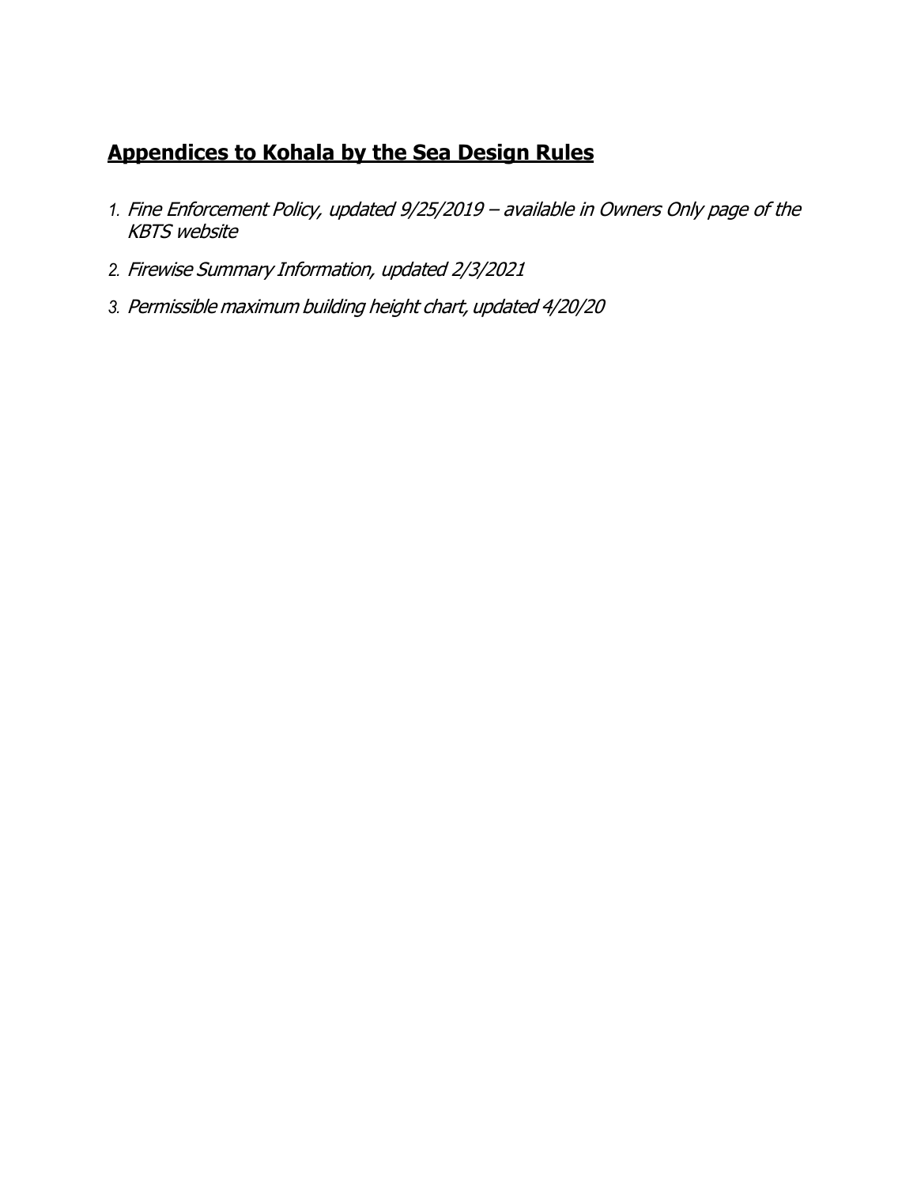## **Appendices to Kohala by the Sea Design Rules**

1. *Fine Enforcement Policy, updated 9/25/2019 – available in Owners Only page of the KBTS website*
2. *Firewise Summary Information, updated 2/3/2021*
3. *Permissible maximum building height chart, updated 4/20/20*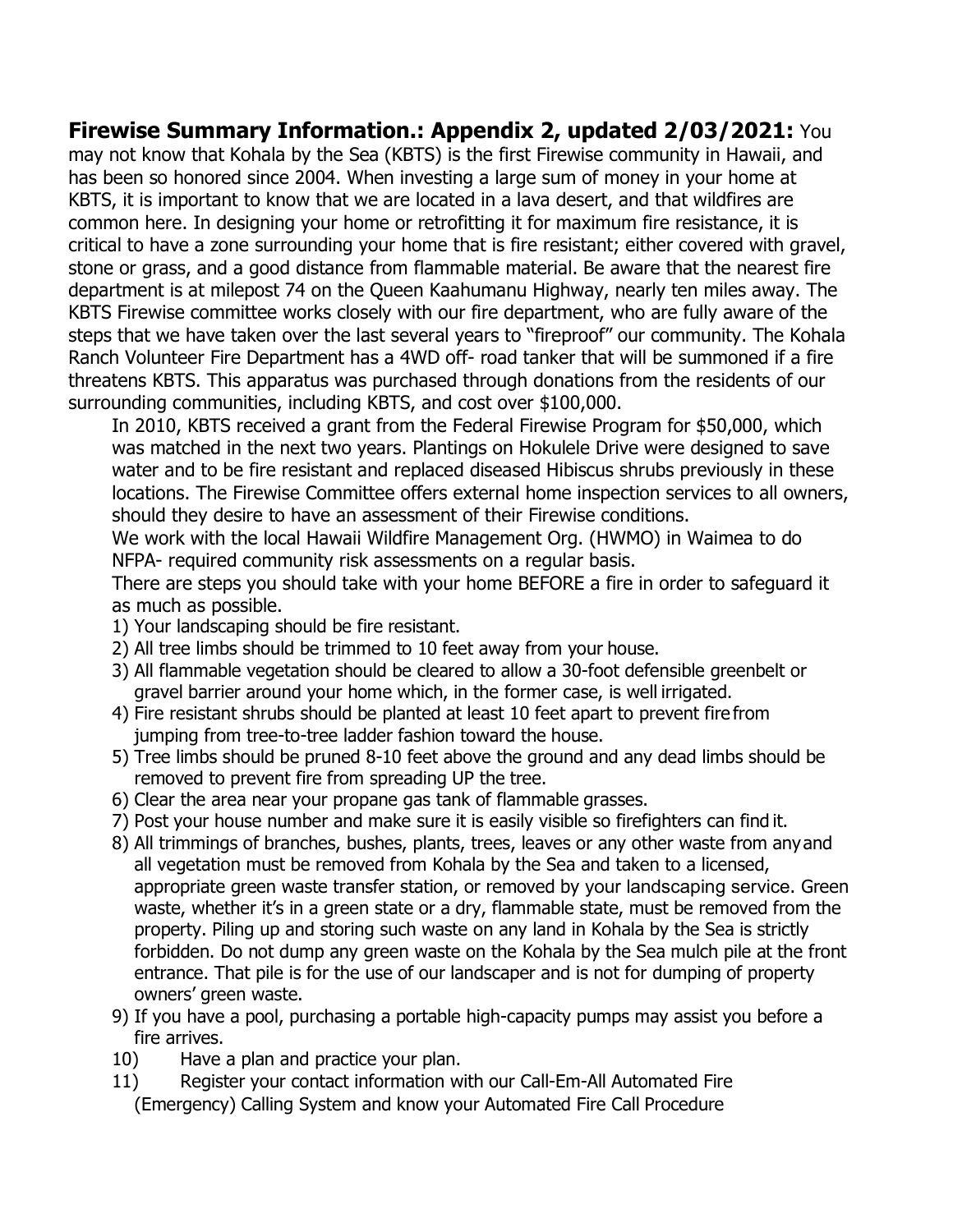**Firewise Summary Information.: Appendix 2, updated 2/03/2021:** You may not know that Kohala by the Sea (KBTS) is the first Firewise community in Hawaii, and has been so honored since 2004. When investing a large sum of money in your home at KBTS, it is important to know that we are located in a lava desert, and that wildfires are common here. In designing your home or retrofitting it for maximum fire resistance, it is critical to have a zone surrounding your home that is fire resistant; either covered with gravel, stone or grass, and a good distance from flammable material. Be aware that the nearest fire department is at milepost 74 on the Queen Kaahumanu Highway, nearly ten miles away. The KBTS Firewise committee works closely with our fire department, who are fully aware of the steps that we have taken over the last several years to "fireproof" our community. The Kohala Ranch Volunteer Fire Department has a 4WD off- road tanker that will be summoned if a fire threatens KBTS. This apparatus was purchased through donations from the residents of our surrounding communities, including KBTS, and cost over $100,000.

In 2010, KBTS received a grant from the Federal Firewise Program for $50,000, which was matched in the next two years. Plantings on Hokulele Drive were designed to save water and to be fire resistant and replaced diseased Hibiscus shrubs previously in these locations. The Firewise Committee offers external home inspection services to all owners, should they desire to have an assessment of their Firewise conditions.

We work with the local Hawaii Wildfire Management Org. (HWMO) in Waimea to do NFPA- required community risk assessments on a regular basis.

There are steps you should take with your home BEFORE a fire in order to safeguard it as much as possible.

1) Your landscaping should be fire resistant.
2) All tree limbs should be trimmed to 10 feet away from your house.
3) All flammable vegetation should be cleared to allow a 30-foot defensible greenbelt or gravel barrier around your home which, in the former case, is well irrigated.
4) Fire resistant shrubs should be planted at least 10 feet apart to prevent fire from jumping from tree-to-tree ladder fashion toward the house.
5) Tree limbs should be pruned 8-10 feet above the ground and any dead limbs should be removed to prevent fire from spreading UP the tree.
6) Clear the area near your propane gas tank of flammable grasses.
7) Post your house number and make sure it is easily visible so firefighters can find it.
8) All trimmings of branches, bushes, plants, trees, leaves or any other waste from any and all vegetation must be removed from Kohala by the Sea and taken to a licensed, appropriate green waste transfer station, or removed by your landscaping service. Green waste, whether it's in a green state or a dry, flammable state, must be removed from the property. Piling up and storing such waste on any land in Kohala by the Sea is strictly forbidden. Do not dump any green waste on the Kohala by the Sea mulch pile at the front entrance. That pile is for the use of our landscaper and is not for dumping of property owners' green waste.
9) If you have a pool, purchasing a portable high-capacity pumps may assist you before a fire arrives.
10) Have a plan and practice your plan.
11) Register your contact information with our Call-Em-All Automated Fire (Emergency) Calling System and know your Automated Fire Call Procedure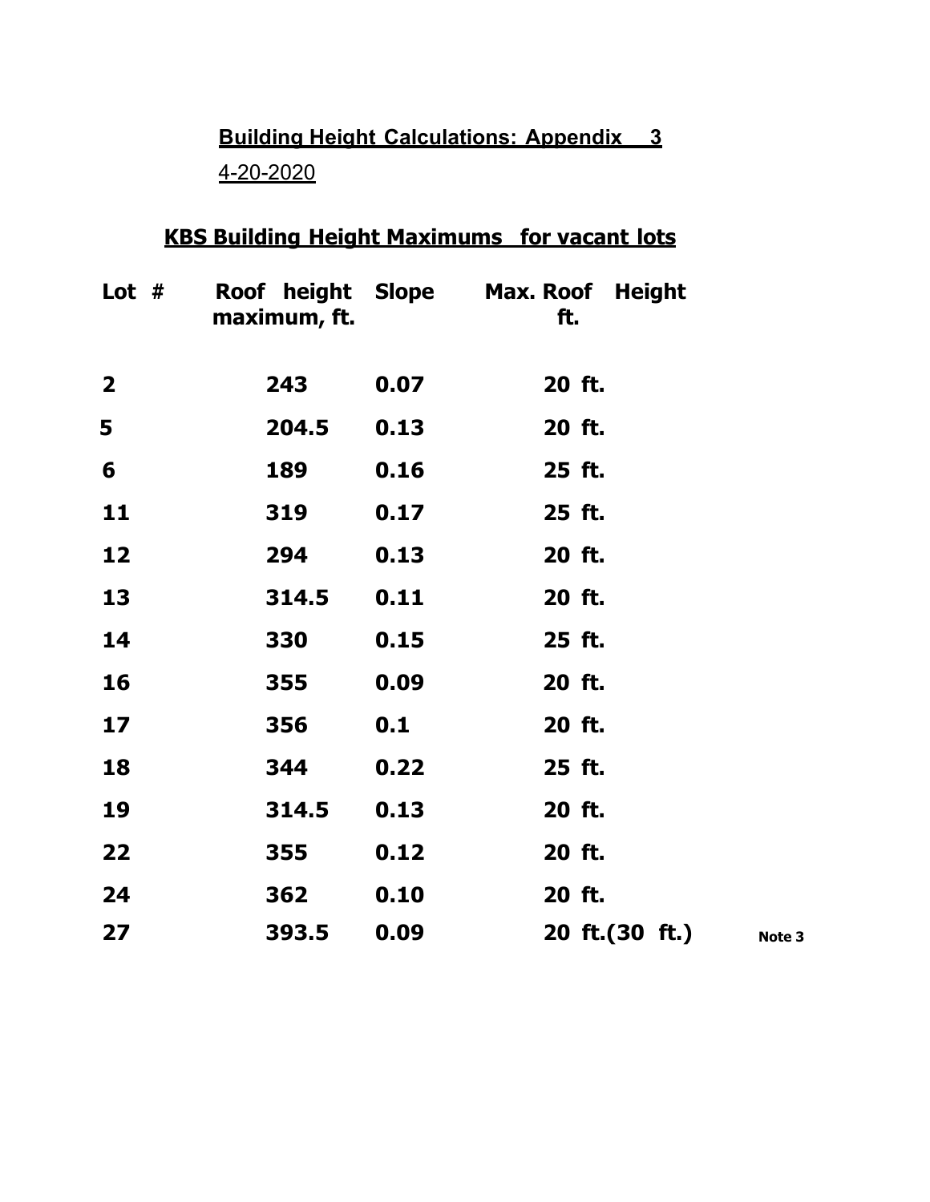**Building Height Calculations: Appendix 3**

4-20-2020

## KBS Building Height Maximums for vacant lots

| Lot # | Roof height maximum, ft. | Slope | Max. Roof Height ft. | |
|---|---|---|---|---|
| 2 | 243 | 0.07 | 20 ft. | |
| 5 | 204.5 | 0.13 | 20 ft. | |
| 6 | 189 | 0.16 | 25 ft. | |
| 11 | 319 | 0.17 | 25 ft. | |
| 12 | 294 | 0.13 | 20 ft. | |
| 13 | 314.5 | 0.11 | 20 ft. | |
| 14 | 330 | 0.15 | 25 ft. | |
| 16 | 355 | 0.09 | 20 ft. | |
| 17 | 356 | 0.1 | 20 ft. | |
| 18 | 344 | 0.22 | 25 ft. | |
| 19 | 314.5 | 0.13 | 20 ft. | |
| 22 | 355 | 0.12 | 20 ft. | |
| 24 | 362 | 0.10 | 20 ft. | |
| 27 | 393.5 | 0.09 | 20 ft.(30 ft.) | Note 3 |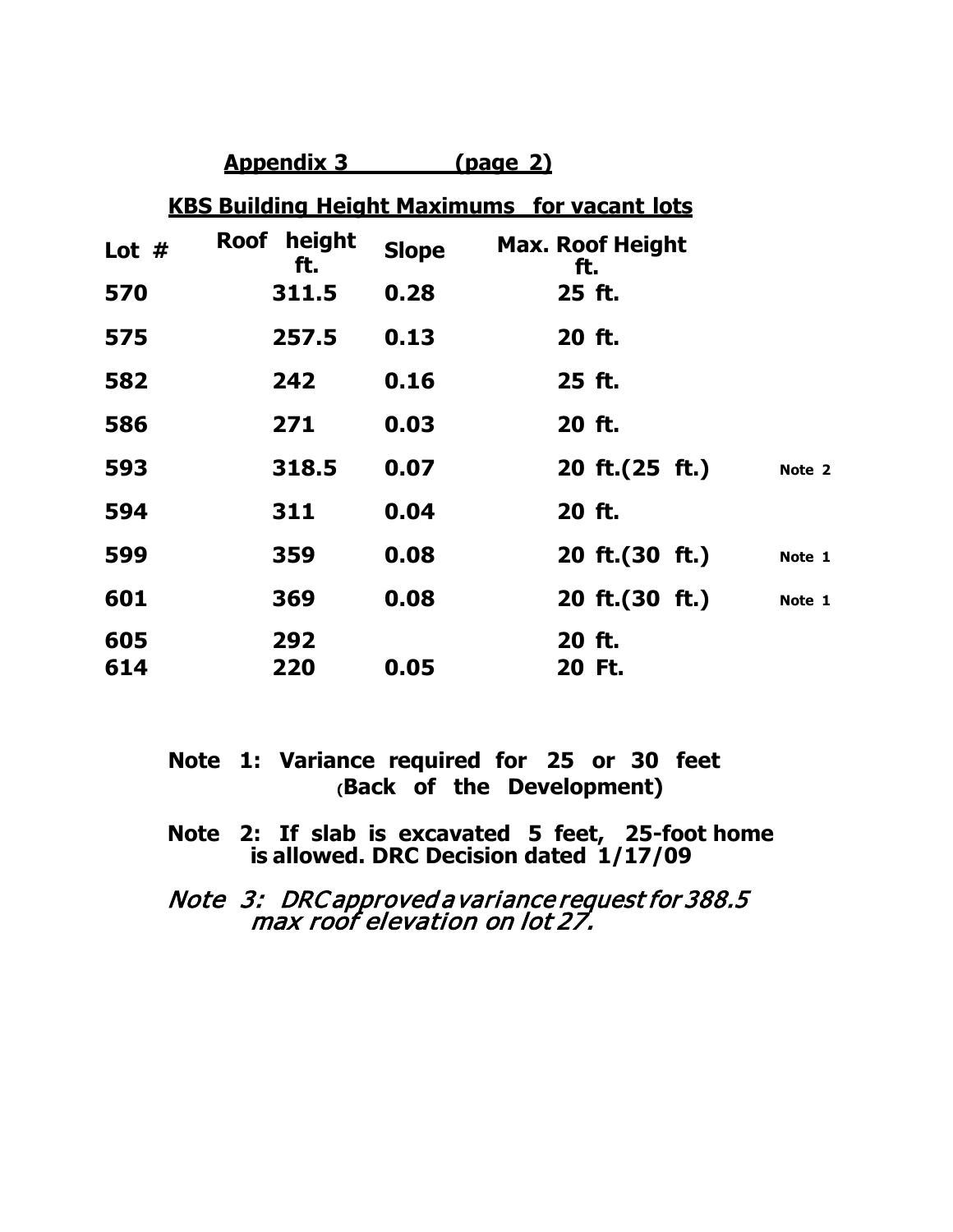**Appendix 3 (page 2)**

**KBS Building Height Maximums for vacant lots**

| Lot # | Roof height ft. | Slope | Max. Roof Height ft. | |
|---|---|---|---|---|
| 570 | 311.5 | 0.28 | 25 ft. | |
| 575 | 257.5 | 0.13 | 20 ft. | |
| 582 | 242 | 0.16 | 25 ft. | |
| 586 | 271 | 0.03 | 20 ft. | |
| 593 | 318.5 | 0.07 | 20 ft.(25 ft.) | Note 2 |
| 594 | 311 | 0.04 | 20 ft. | |
| 599 | 359 | 0.08 | 20 ft.(30 ft.) | Note 1 |
| 601 | 369 | 0.08 | 20 ft.(30 ft.) | Note 1 |
| 605 | 292 | | 20 ft. | |
| 614 | 220 | 0.05 | 20 Ft. | |

**Note 1: Variance required for 25 or 30 feet (Back of the Development)**

**Note 2: If slab is excavated 5 feet, 25-foot home is allowed. DRC Decision dated 1/17/09**

*Note 3: DRC approved a variance request for 388.5 max roof elevation on lot 27.*